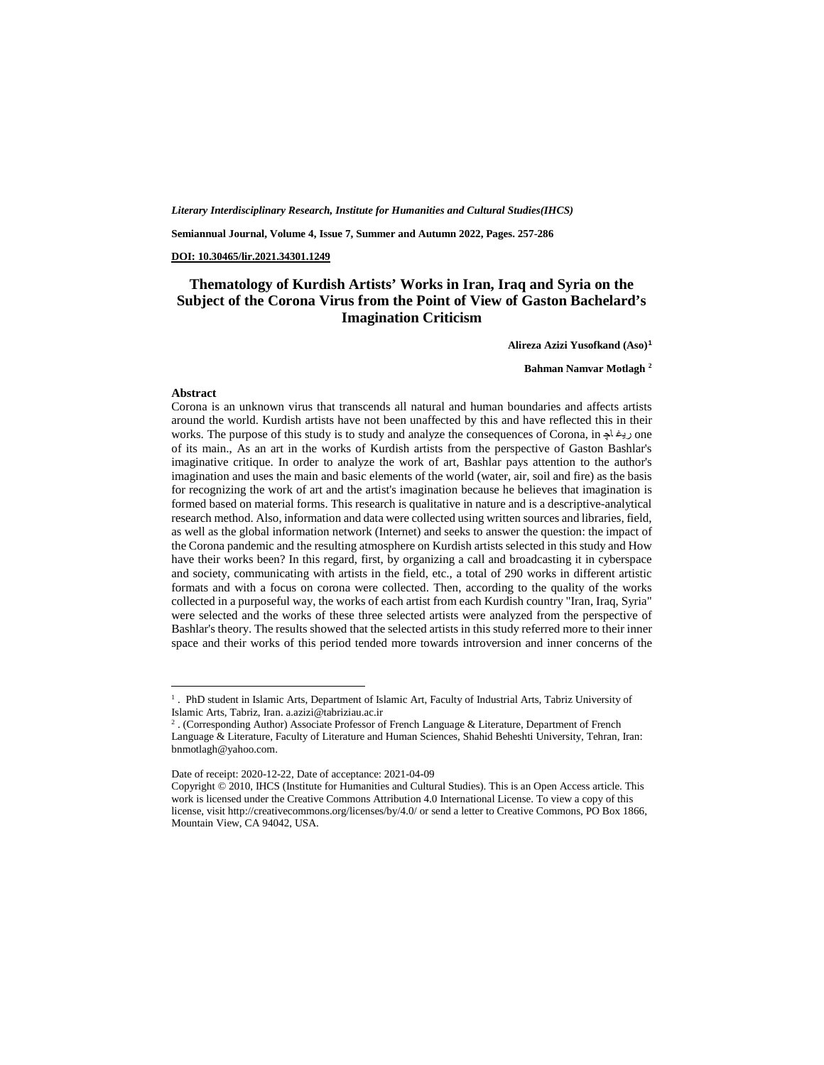*Literary Interdisciplinary Research, Institute for Humanities and Cultural Studies(IHCS)*

**Semiannual Journal, Volume 4, Issue 7, Summer and Autumn 2022, Pages. 257-286**

**DOI: 10.30465/lir.2021.34301.1249**

# Thematology of Kurdish Artists' Works in Iran, Iraq and Syria on the Subject of the Corona Virus from the Point of View of Gaston Bachelard's Imagination Criticism

**Alireza Azizi Yusofkand (Aso)**[1]

**Bahman Namvar Motlagh** [2]

## Abstract

Corona is an unknown virus that transcends all natural and human boundaries and affects artists around the world. Kurdish artists have not been unaffected by this and have reflected this in their works. The purpose of this study is to study and analyze the consequences of Corona, in چاغیر one of its main., As an art in the works of Kurdish artists from the perspective of Gaston Bashlar's imaginative critique. In order to analyze the work of art, Bashlar pays attention to the author's imagination and uses the main and basic elements of the world (water, air, soil and fire) as the basis for recognizing the work of art and the artist's imagination because he believes that imagination is formed based on material forms. This research is qualitative in nature and is a descriptive-analytical research method. Also, information and data were collected using written sources and libraries, field, as well as the global information network (Internet) and seeks to answer the question: the impact of the Corona pandemic and the resulting atmosphere on Kurdish artists selected in this study and How have their works been? In this regard, first, by organizing a call and broadcasting it in cyberspace and society, communicating with artists in the field, etc., a total of 290 works in different artistic formats and with a focus on corona were collected. Then, according to the quality of the works collected in a purposeful way, the works of each artist from each Kurdish country "Iran, Iraq, Syria" were selected and the works of these three selected artists were analyzed from the perspective of Bashlar's theory. The results showed that the selected artists in this study referred more to their inner space and their works of this period tended more towards introversion and inner concerns of the

---

[1] . PhD student in Islamic Arts, Department of Islamic Art, Faculty of Industrial Arts, Tabriz University of Islamic Arts, Tabriz, Iran. a.azizi@tabriziau.ac.ir

[2] . (Corresponding Author) Associate Professor of French Language & Literature, Department of French Language & Literature, Faculty of Literature and Human Sciences, Shahid Beheshti University, Tehran, Iran: bnmotlagh@yahoo.com.

Date of receipt: 2020-12-22, Date of acceptance: 2021-04-09

Copyright © 2010, IHCS (Institute for Humanities and Cultural Studies). This is an Open Access article. This work is licensed under the Creative Commons Attribution 4.0 International License. To view a copy of this license, visit http://creativecommons.org/licenses/by/4.0/ or send a letter to Creative Commons, PO Box 1866, Mountain View, CA 94042, USA.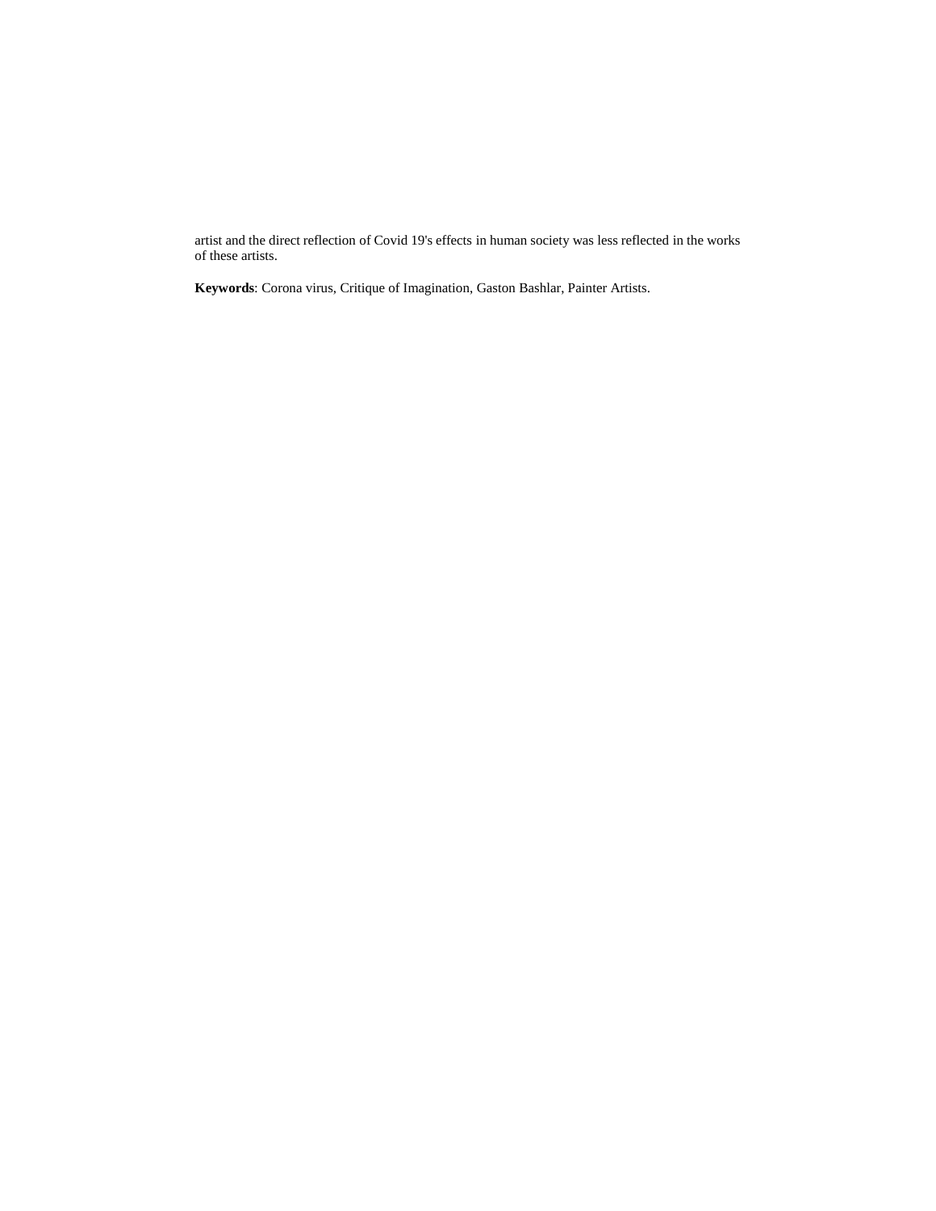artist and the direct reflection of Covid 19's effects in human society was less reflected in the works of these artists.

**Keywords**: Corona virus, Critique of Imagination, Gaston Bashlar, Painter Artists.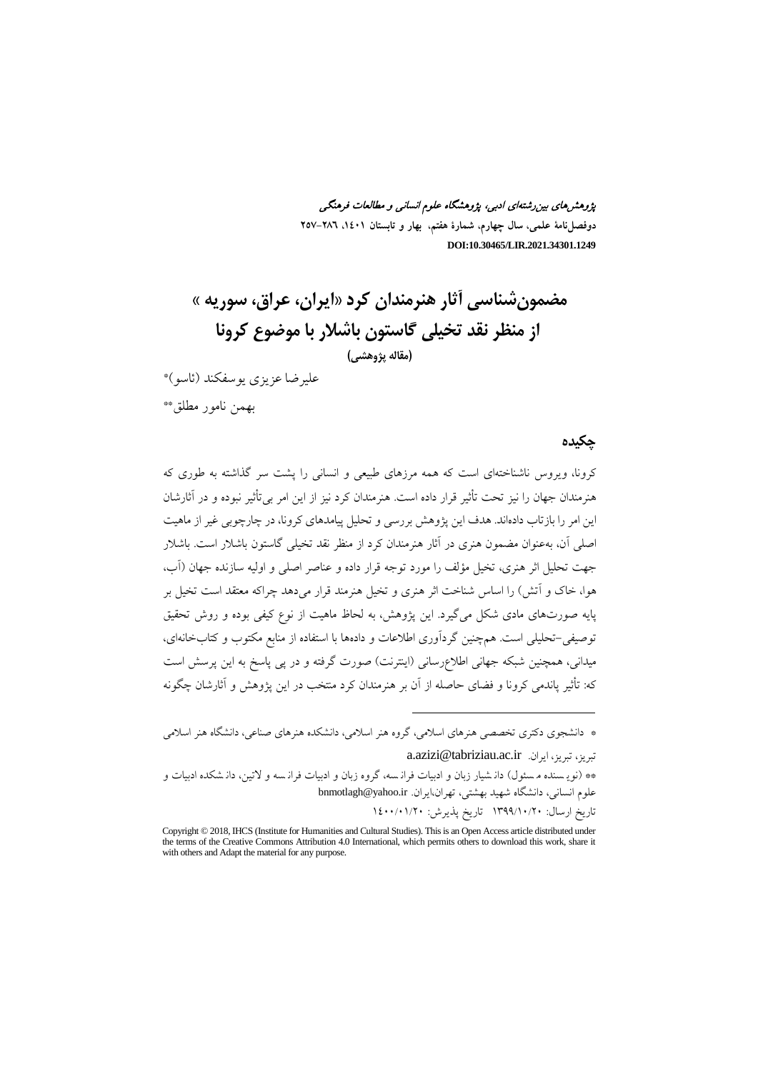*پژوهش‌های بین‌رشته‌ای ادبی، پژوهشگاه علوم انسانی و مطالعات فرهنگی*
**دوفصل‌نامهٔ علمی، سال چهارم، شمارهٔ هفتم، بهار و تابستان ۱۴۰۱، ۲۸۶-۲۵۷**
**DOI:10.30465/LIR.2021.34301.1249**

# مضمون‌شناسی آثار هنرمندان کرد «ایران، عراق، سوریه » از منظر نقد تخیلی گاستون باشلار با موضوع کرونا

**(مقاله پژوهشی)**

علیرضا عزیزی یوسفکند (ئاسو)*

بهمن نامور مطلق**

## چکیده

کرونا، ویروس ناشناخته‌ای است که همه مرزهای طبیعی و انسانی را پشت سر گذاشته به طوری که هنرمندان جهان را نیز تحت تأثیر قرار داده است. هنرمندان کرد نیز از این امر بی‌تأثیر نبوده و در آثارشان این امر را بازتاب داده‌اند. هدف این پژوهش بررسی و تحلیل پیامدهای کرونا، در چارچوبی غیر از ماهیت اصلی آن، به‌عنوان مضمون هنری در آثار هنرمندان کرد از منظر نقد تخیلی گاستون باشلار است. باشلار جهت تحلیل اثر هنری، تخیل مؤلف را مورد توجه قرار داده و عناصر اصلی و اولیه سازنده جهان (آب، هوا، خاک و آتش) را اساس شناخت اثر هنری و تخیل هنرمند قرار می‌دهد چراکه معتقد است تخیل بر پایه صورت‌های مادی شکل می‌گیرد. این پژوهش، به لحاظ ماهیت از نوع کیفی بوده و روش تحقیق توصیفی-تحلیلی است. همچنین گردآوری اطلاعات و داده‌ها با استفاده از منابع مکتوب و کتابخانه‌ای، میدانی، همچنین شبکه جهانی اطلاع‌رسانی (اینترنت) صورت گرفته و در پی پاسخ به این پرسش است که: تأثیر پاندمی کرونا و فضای حاصله از آن بر هنرمندان کرد منتخب در این پژوهش و آثارشان چگونه

---

* دانشجوی دکتری تخصصی هنرهای اسلامی، گروه هنر اسلامی، دانشکده هنرهای صناعی، دانشگاه هنر اسلامی تبریز، تبریز، ایران. a.azizi@tabriziau.ac.ir

** (نویسنده مسئول) دانشیار زبان و ادبیات فرانسه، گروه زبان و ادبیات فرانسه و لاتین، دانشکده ادبیات و علوم انسانی، دانشگاه شهید بهشتی، تهران،ایران. bnmotlagh@yahoo.ir

تاریخ ارسال: ۱۳۹۹/۱۰/۲۰ تاریخ پذیرش: ۱۴۰۰/۰۱/۲۰

Copyright © 2018, IHCS (Institute for Humanities and Cultural Studies). This is an Open Access article distributed under the terms of the Creative Commons Attribution 4.0 International, which permits others to download this work, share it with others and Adapt the material for any purpose.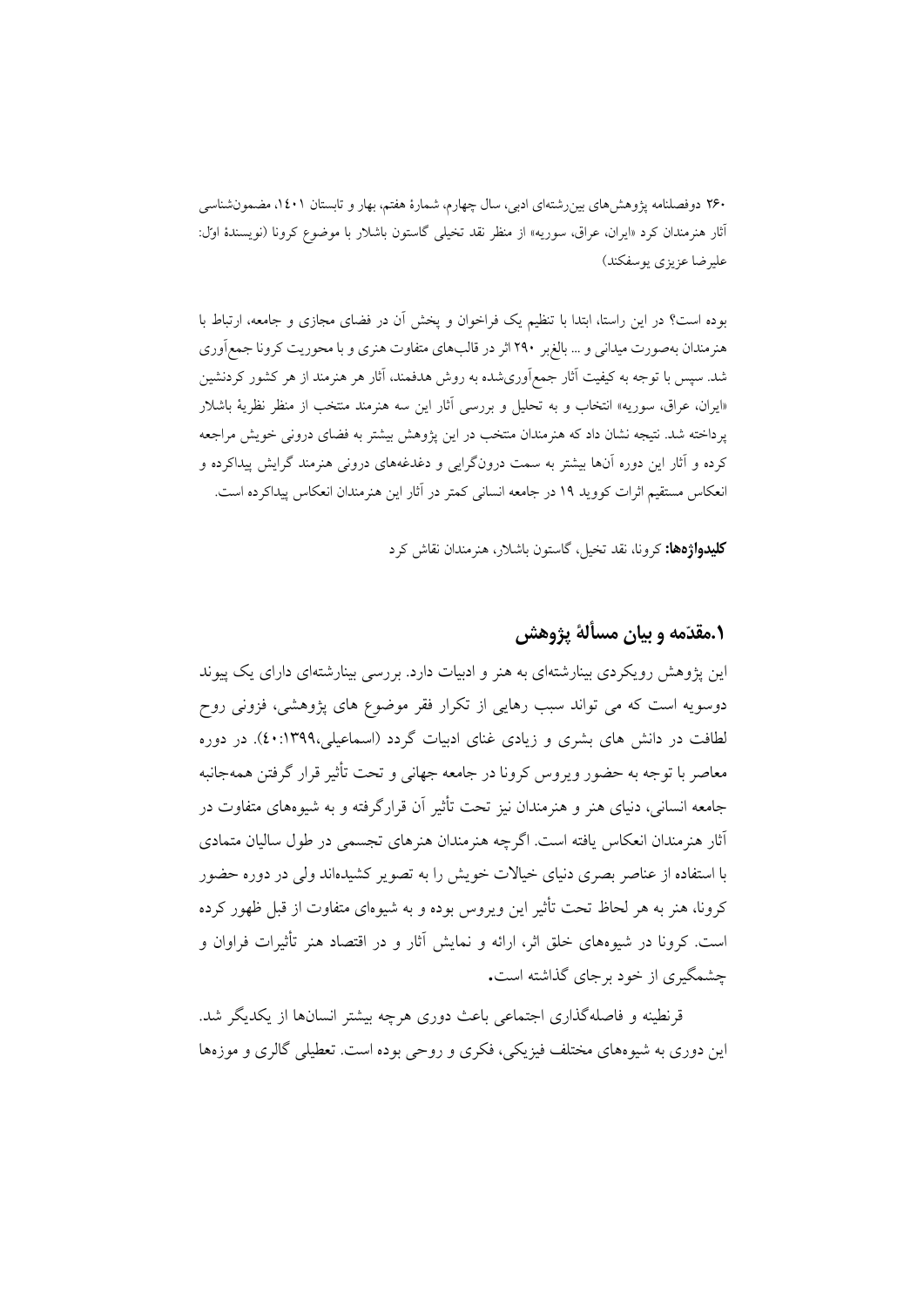بوده است؟ در این راستا، ابتدا با تنظیم یک فراخوان و پخش آن در فضای مجازی و جامعه، ارتباط با هنرمندان به‌صورت میدانی و ... بالغ‌بر ۲۹۰ اثر در قالب‌های متفاوت هنری و با محوریت کرونا جمع‌آوری شد. سپس با توجه به کیفیت آثار جمع‌آوری‌شده به روش هدفمند، آثار هر هنرمند از هر کشور کردنشین «ایران، عراق، سوریه» انتخاب و به تحلیل و بررسی آثار این سه هنرمند منتخب از منظر نظریهٔ باشلار پرداخته شد. نتیجه نشان داد که هنرمندان منتخب در این پژوهش بیشتر به فضای درونی خویش مراجعه کرده و آثار این دوره آن‌ها بیشتر به سمت درون‌گرایی و دغدغه‌های درونی هنرمند گرایش پیداکرده و انعکاس مستقیم اثرات کووید ۱۹ در جامعه انسانی کمتر در آثار این هنرمندان انعکاس پیداکرده است.

**کلیدواژه‌ها:** کرونا، نقد تخیل، گاستون باشلار، هنرمندان نقاش کرد

## ۱.مقدّمه و بیان مسألهٔ پژوهش

این پژوهش رویکردی بینارشته‌ای به هنر و ادبیات دارد. بررسی بینارشته‌ای دارای یک پیوند دوسویه است که می تواند سبب رهایی از تکرار فقر موضوع های پژوهشی، فزونی روح لطافت در دانش های بشری و زیادی غنای ادبیات گردد (اسماعیلی،۱۳۹۹:٤٠). در دوره معاصر با توجه به حضور ویروس کرونا در جامعه جهانی و تحت تأثیر قرار گرفتن همه‌جانبه جامعه انسانی، دنیای هنر و هنرمندان نیز تحت تأثیر آن قرارگرفته و به شیوه‌های متفاوت در آثار هنرمندان انعکاس یافته است. اگرچه هنرمندان هنرهای تجسمی در طول سالیان متمادی با استفاده از عناصر بصری دنیای خیالات خویش را به تصویر کشیده‌اند ولی در دوره حضور کرونا، هنر به هر لحاظ تحت تأثیر این ویروس بوده و به شیوه‌ای متفاوت از قبل ظهور کرده است. کرونا در شیوه‌های خلق اثر، ارائه و نمایش آثار و در اقتصاد هنر تأثیرات فراوان و چشمگیری از خود برجای گذاشته است.

قرنطینه و فاصله‌گذاری اجتماعی باعث دوری هرچه بیشتر انسان‌ها از یکدیگر شد. این دوری به شیوه‌های مختلف فیزیکی، فکری و روحی بوده است. تعطیلی گالری و موزه‌ها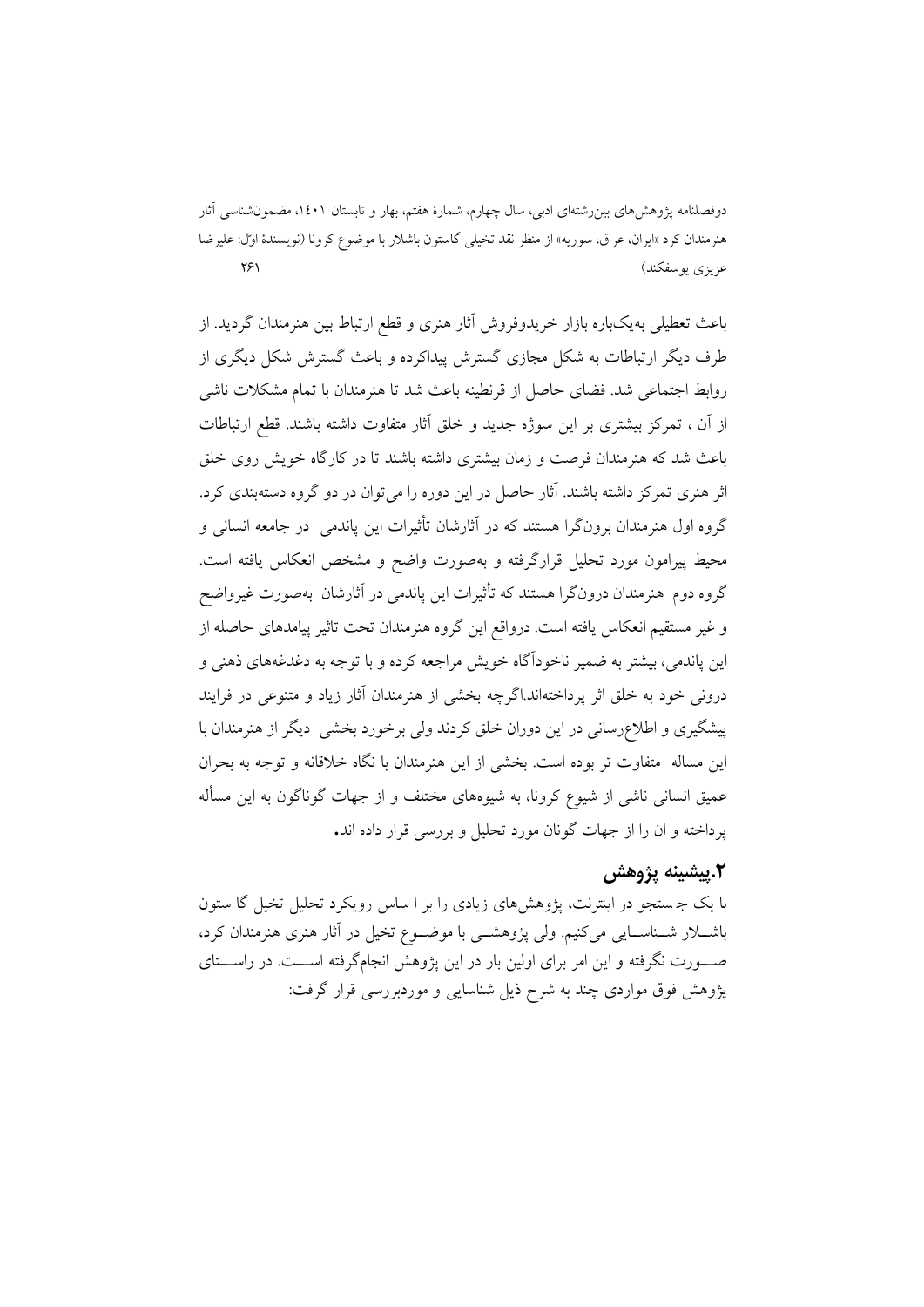باعث تعطیلی به‌یک‌باره بازار خریدوفروش آثار هنری و قطع ارتباط بین هنرمندان گردید. از طرف دیگر ارتباطات به شکل مجازی گسترش پیداکرده و باعث گسترش شکل دیگری از روابط اجتماعی شد. فضای حاصل از قرنطینه باعث شد تا هنرمندان با تمام مشکلات ناشی از آن ، تمرکز بیشتری بر این سوژه جدید و خلق آثار متفاوت داشته باشند. قطع ارتباطات باعث شد که هنرمندان فرصت و زمان بیشتری داشته باشند تا در کارگاه خویش روی خلق اثر هنری تمرکز داشته باشند. آثار حاصل در این دوره را می‌توان در دو گروه دسته‌بندی کرد. گروه اول هنرمندان برون‌گرا هستند که در آثارشان تأثیرات این پاندمی در جامعه انسانی و محیط پیرامون مورد تحلیل قرارگرفته و به‌صورت واضح و مشخص انعکاس یافته است. گروه دوم هنرمندان درون‌گرا هستند که تأثیرات این پاندمی در آثارشان به‌صورت غیرواضح و غیر مستقیم انعکاس یافته است. درواقع این گروه هنرمندان تحت تاثیر پیامدهای حاصله از این پاندمی، بیشتر به ضمیر ناخودآگاه خویش مراجعه کرده و با توجه به دغدغه‌های ذهنی و درونی خود به خلق اثر پرداخته‌اند.اگرچه بخشی از هنرمندان آثار زیاد و متنوعی در فرایند پیشگیری و اطلاع‌رسانی در این دوران خلق کردند ولی برخورد بخشی دیگر از هنرمندان با این مساله متفاوت تر بوده است. بخشی از این هنرمندان با نگاه خلاقانه و توجه به بحران عمیق انسانی ناشی از شیوع کرونا، به شیوه‌های مختلف و از جهات گوناگون به این مسأله پرداخته و ان را از جهات گونان مورد تحلیل و بررسی قرار داده اند.

## ۲.پیشینه پژوهش

با یک جستجو در اینترنت، پژوهش‌های زیادی را بر ا ساس رویکرد تحلیل تخیل گا ستون باشلار شناسایی می‌کنیم. ولی پژوهشی با موضوع تخیل در آثار هنری هنرمندان کرد، صورت نگرفته و این امر برای اولین بار در این پژوهش انجام‌گرفته است. در راستای پژوهش فوق مواردی چند به شرح ذیل شناسایی و موردبررسی قرار گرفت: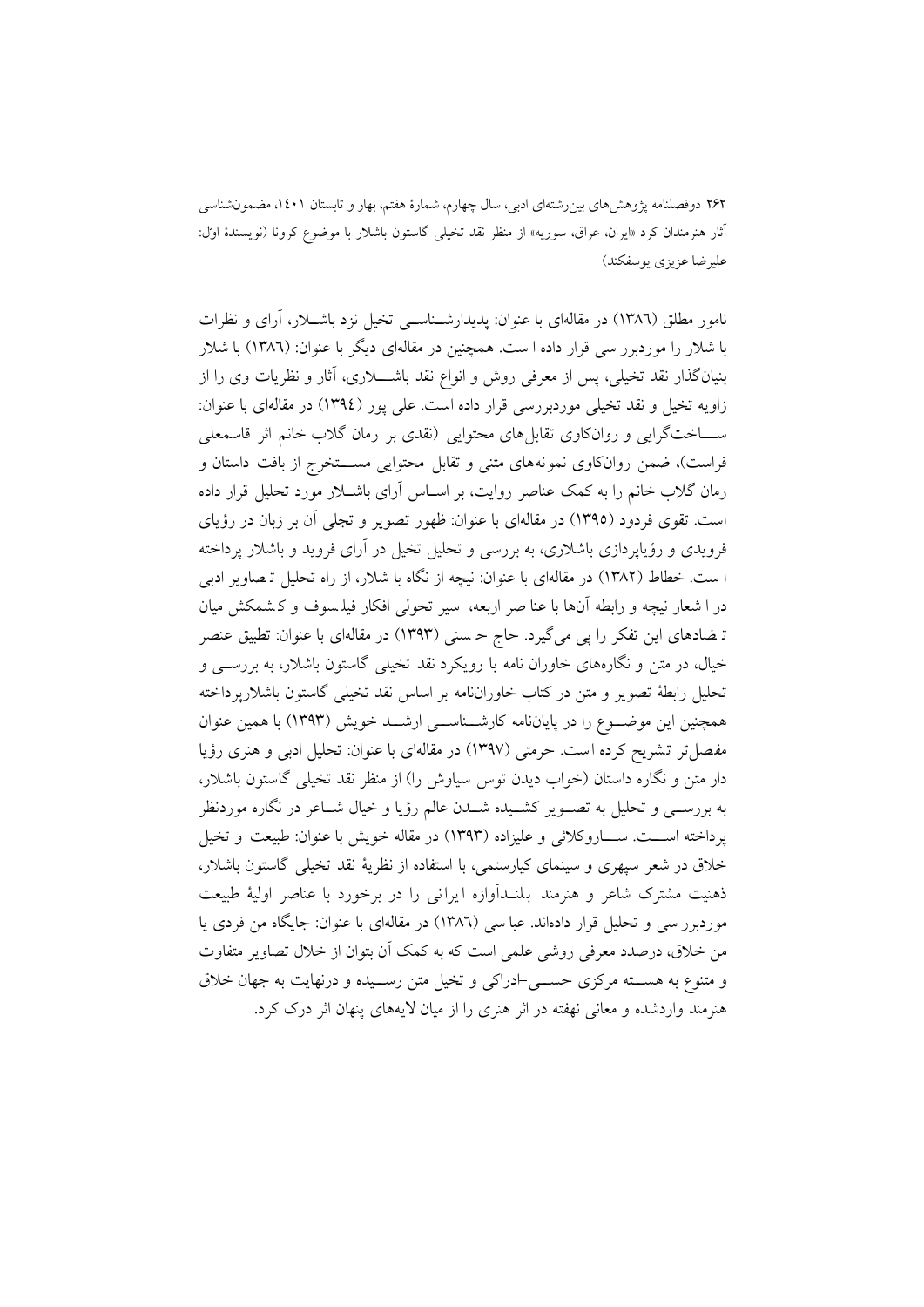نامور مطلق (۱۳۸٦) در مقاله‌ای با عنوان: پدیدارشناسی تخیل نزد باشلار، آرای و نظرات با شلار را موردبر سی قرار داده ا ست. همچنین در مقاله‌ای دیگر با عنوان: (۱۳۸٦) با شلار بنیان‌گذار نقد تخیلی، پس از معرفی روش و انواع نقد باشلاری، آثار و نظریات وی را از زاویه تخیل و نقد تخیلی موردبررسی قرار داده است. علی پور (۱۳۹٤) در مقاله‌ای با عنوان: ساخت‌گرایی و روان‌کاوی تقابل‌های محتوایی (نقدی بر رمان گلاب خانم اثر قاسمعلی فراست)، ضمن روان‌کاوی نمونه‌های متنی و تقابل محتوایی مستخرج از بافت داستان و رمان گلاب خانم را به کمک عناصر روایت، بر اساس آرای باشلار مورد تحلیل قرار داده است. تقوی فردود (۱۳۹۵) در مقاله‌ای با عنوان: ظهور تصویر و تجلی آن بر زبان در رؤیای فرویدی و رؤیاپردازی باشلاری، به بررسی و تحلیل تخیل در آرای فروید و باشلار پرداخته ا ست. خطاط (۱۳۸۲) در مقاله‌ای با عنوان: نیچه از نگاه با شلار، از راه تحلیل ت صاویر ادبی در ا شعار نیچه و رابطه آن‌ها با عنا صر اربعه، سیر تحولی افکار فیلسوف و کشمکش میان ت ضادهای این تفکر را پی می‌گیرد. حاج ح سنی (۱۳۹۳) در مقاله‌ای با عنوان: تطبیق عنصر خیال، در متن و نگاره‌های خاوران نامه با رویکرد نقد تخیلی گاستون باشلار، به بررسی و تحلیل رابطهٔ تصویر و متن در کتاب خاوران‌نامه بر اساس نقد تخیلی گاستون باشلارپرداخته همچنین این موضوع را در پایان‌نامه کارشناسی ارشد خویش (۱۳۹۳) با همین عنوان مفصل‌تر تشریح کرده است. حرمتی (۱۳۹۷) در مقاله‌ای با عنوان: تحلیل ادبی و هنری رؤیا دار متن و نگاره داستان (خواب دیدن توس سیاوش را) از منظر نقد تخیلی گاستون باشلار، به بررسی و تحلیل به تصویر کشیده شدن عالم رؤیا و خیال شاعر در نگاره موردنظر پرداخته است. ساروکلائی و علیزاده (۱۳۹۳) در مقاله خویش با عنوان: طبیعت و تخیل خلاق در شعر سپهری و سینمای کیارستمی، با استفاده از نظریهٔ نقد تخیلی گاستون باشلار، ذهنیت مشترک شاعر و هنرمند بلندآوازه ایرانی را در برخورد با عناصر اولیهٔ طبیعت موردبرر سی و تحلیل قرار داده‌اند. عبا سی (۱۳۸٦) در مقاله‌ای با عنوان: جایگاه من فردی یا من خلاق، درصدد معرفی روشی علمی است که به کمک آن بتوان از خلال تصاویر متفاوت و متنوع به هسته مرکزی حسی–ادراکی و تخیل متن رسیده و درنهایت به جهان خلاق هنرمند واردشده و معانی نهفته در اثر هنری را از میان لایه‌های پنهان اثر درک کرد.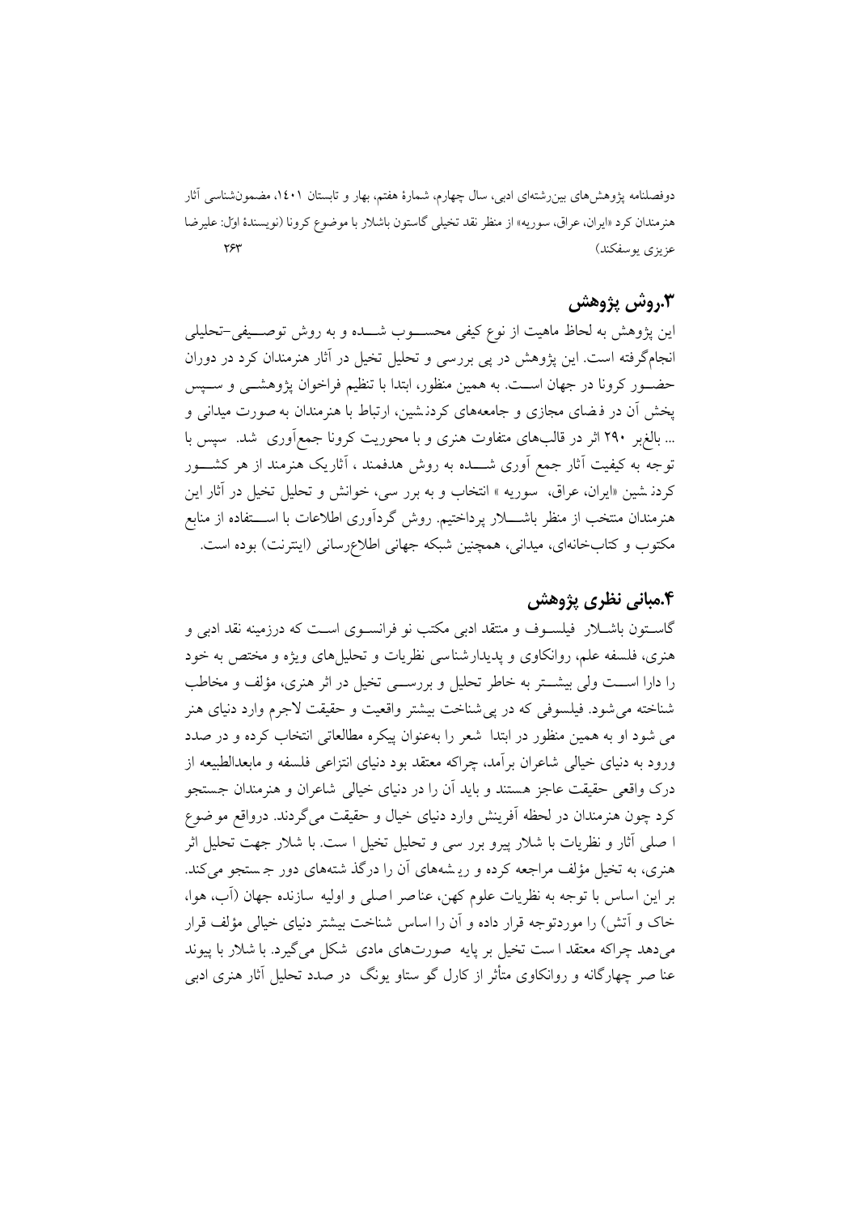## ۳.روش پژوهش

این پژوهش به لحاظ ماهیت از نوع کیفی محسوب شده و به روش توصیفی-تحلیلی انجام‌گرفته است. این پژوهش در پی بررسی و تحلیل تخیل در آثار هنرمندان کرد در دوران حضور کرونا در جهان است. به همین منظور، ابتدا با تنظیم فراخوان پژوهشی و سپس پخش آن در فضای مجازی و جامعه‌های کردنشین، ارتباط با هنرمندان به صورت میدانی و ... بالغ‌بر ۲۹۰ اثر در قالب‌های متفاوت هنری و با محوریت کرونا جمع‌آوری شد. سپس با توجه به کیفیت آثار جمع آوری شده به روش هدفمند ، آثاریک هنرمند از هر کشور کردنشین «ایران، عراق، سوریه » انتخاب و به برر سی، خوانش و تحلیل تخیل در آثار این هنرمندان منتخب از منظر باشلار پرداختیم. روش گردآوری اطلاعات با استفاده از منابع مکتوب و کتاب‌خانه‌ای، میدانی، همچنین شبکه جهانی اطلاع‌رسانی (اینترنت) بوده است.

## ۴.مبانی نظری پژوهش

گاستون باشلار فیلسوف و منتقد ادبی مکتب نو فرانسوی است که درزمینه نقد ادبی و هنری، فلسفه علم، روانکاوی و پدیدارشناسی نظریات و تحلیل‌های ویژه و مختص به خود را دارا است ولی بیشتر به خاطر تحلیل و بررسی تخیل در اثر هنری، مؤلف و مخاطب شناخته می‌شود. فیلسوفی که در پی‌شناخت بیشتر واقعیت و حقیقت لاجرم وارد دنیای هنر می شود او به همین منظور در ابتدا شعر را به‌عنوان پیکره مطالعاتی انتخاب کرده و در صدد ورود به دنیای خیالی شاعران برآمد، چراکه معتقد بود دنیای انتزاعی فلسفه و مابعدالطبیعه از درک واقعی حقیقت عاجز هستند و باید آن را در دنیای خیالی شاعران و هنرمندان جستجو کرد چون هنرمندان در لحظه آفرینش وارد دنیای خیال و حقیقت می‌گردند. درواقع موضوع ا صلی آثار و نظریات با شلار پیرو برر سی و تحلیل تخیل ا ست. با شلار جهت تحلیل اثر هنری، به تخیل مؤلف مراجعه کرده و ریشه‌های آن را درگذشته‌های دور جستجو می‌کند. بر این اساس با توجه به نظریات علوم کهن، عناصر اصلی و اولیه سازنده جهان (آب، هوا، خاک و آتش) را موردتوجه قرار داده و آن را اساس شناخت بیشتر دنیای خیالی مؤلف قرار می‌دهد چراکه معتقد ا ست تخیل بر پایه صورت‌های مادی شکل می‌گیرد. با شلار با پیوند عناصر چهارگانه و روانکاوی متأثر از کارل گو ستاو یونگ در صدد تحلیل آثار هنری ادبی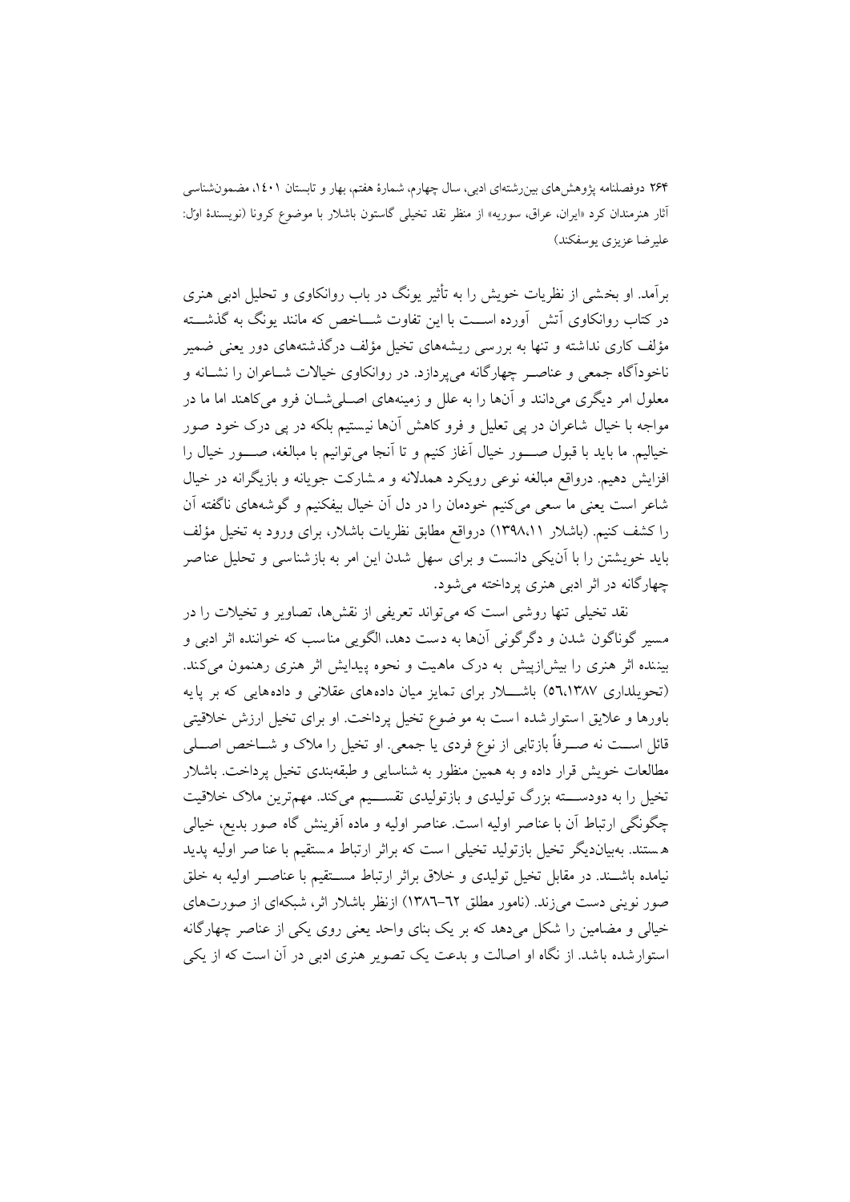برآمد. او بخشی از نظریات خویش را به تأثیر یونگ در باب روانکاوی و تحلیل ادبی هنری در کتاب روانکاوی آتش آورده است با این تفاوت شاخص که مانند یونگ به گذشته مؤلف کاری نداشته و تنها به بررسی ریشه‌های تخیل مؤلف درگذشته‌های دور یعنی ضمیر ناخودآگاه جمعی و عناصر چهارگانه می‌پردازد. در روانکاوی خیالات شاعران را نشانه و معلول امر دیگری می‌دانند و آن‌ها را به علل و زمینه‌های اصلی‌شان فرو می‌کاهند اما ما در مواجه با خیال شاعران در پی تعلیل و فرو کاهش آن‌ها نیستیم بلکه در پی درک خود صور خیالیم. ما باید با قبول صور خیال آغاز کنیم و تا آنجا می‌توانیم با مبالغه، صور خیال را افزایش دهیم. درواقع مبالغه نوعی رویکرد همدلانه و مشارکت جویانه و بازیگرانه در خیال شاعر است یعنی ما سعی می‌کنیم خودمان را در دل آن خیال بیفکنیم و گوشه‌های ناگفته آن را کشف کنیم. (باشلار ١٣٩٨،١١) درواقع مطابق نظریات باشلار، برای ورود به تخیل مؤلف باید خویشتن را با آن‌یکی دانست و برای سهل شدن این امر به بازشناسی و تحلیل عناصر چهارگانه در اثر ادبی هنری پرداخته می‌شود.

نقد تخیلی تنها روشی است که می‌تواند تعریفی از نقش‌ها، تصاویر و تخیلات را در مسیر گوناگون شدن و دگرگونی آن‌ها به دست دهد، الگویی مناسب که خواننده اثر ادبی و بیننده اثر هنری را بیش‌ازپیش به درک ماهیت و نحوه پیدایش اثر هنری رهنمون می‌کند. (تحویلداری ١٣٨٧،٥٦) باشلار برای تمایز میان داده‌های عقلانی و داده‌هایی که بر پایه باورها و علایق استوار شده است به موضوع تخیل پرداخت. او برای تخیل ارزش خلاقیتی قائل است نه صرفاً بازتابی از نوع فردی یا جمعی. او تخیل را ملاک و شاخص اصلی مطالعات خویش قرار داده و به همین منظور به شناسایی و طبقه‌بندی تخیل پرداخت. باشلار تخیل را به دودسته بزرگ تولیدی و بازتولیدی تقسیم می‌کند. مهم‌ترین ملاک خلاقیت چگونگی ارتباط آن با عناصر اولیه است. عناصر اولیه و ماده آفرینش گاه صور بدیع، خیالی هستند. به‌بیان‌دیگر تخیل بازتولید تخیلی است که براثر ارتباط مستقیم با عناصر اولیه پدید نیامده باشند. در مقابل تخیل تولیدی و خلاق براثر ارتباط مستقیم با عناصر اولیه به خلق صور نوینی دست می‌زند. (نامور مطلق ٦٢–١٣٨٦) ازنظر باشلار اثر، شبکه‌ای از صورت‌های خیالی و مضامین را شکل می‌دهد که بر یک بنای واحد یعنی روی یکی از عناصر چهارگانه استوارشده باشد. از نگاه او اصالت و بدعت یک تصویر هنری ادبی در آن است که از یکی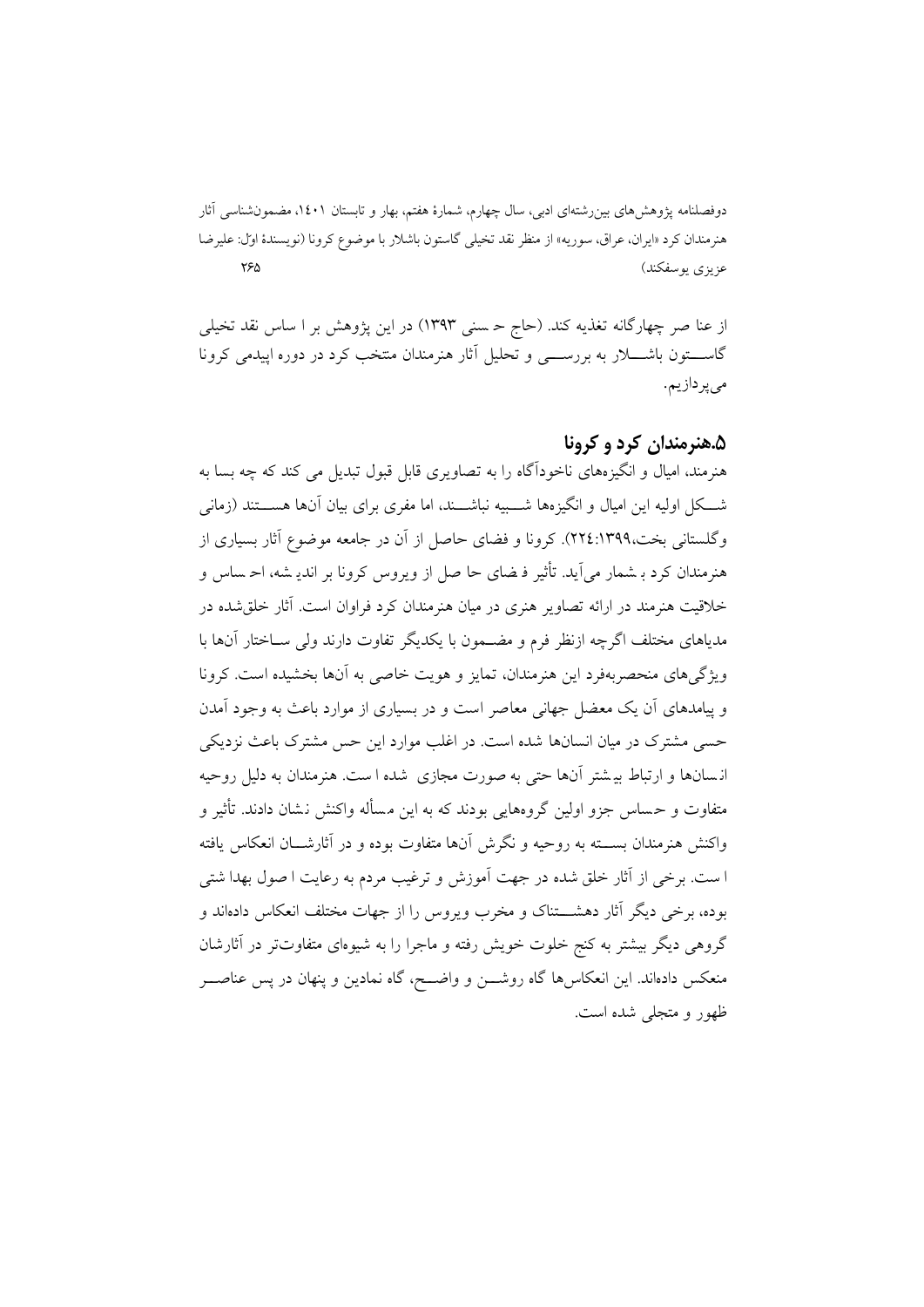از عناصر چهارگانه تغذیه کند. (حاج حسنی ۱۳۹۳) در این پژوهش بر اساس نقد تخیلی گاستون باشلار به بررسی و تحلیل آثار هنرمندان منتخب کرد در دوره اپیدمی کرونا می‌پردازیم.

## ۵.هنرمندان کرد و کرونا

هنرمند، امیال و انگیزه‌های ناخودآگاه را به تصاویری قابل قبول تبدیل می کند که چه بسا به شکل اولیه این امیال و انگیزه‌ها شبیه نباشند، اما مفری برای بیان آنها هستند (زمانی وگلستانی بخت،۱۳۹۹:۲۲٤). کرونا و فضای حاصل از آن در جامعه موضوع آثار بسیاری از هنرمندان کرد بشمار می‌آید. تأثیر فضای حاصل از ویروس کرونا بر اندیشه، احساس و خلاقیت هنرمند در ارائه تصاویر هنری در میان هنرمندان کرد فراوان است. آثار خلق‌شده در مدیاهای مختلف اگرچه ازنظر فرم و مضمون با یکدیگر تفاوت دارند ولی ساختار آنها با ویژگی‌های منحصربه‌فرد این هنرمندان، تمایز و هویت خاصی به آنها بخشیده است. کرونا و پیامدهای آن یک معضل جهانی معاصر است و در بسیاری از موارد باعث به وجود آمدن حسی مشترک در میان انسانها شده است. در اغلب موارد این حس مشترک باعث نزدیکی انسانها و ارتباط بیشتر آنها حتی به صورت مجازی شده است. هنرمندان به دلیل روحیه متفاوت و حساس جزو اولین گروههایی بودند که به این مسأله واکنش نشان دادند. تأثیر و واکنش هنرمندان بسته به روحیه و نگرش آنها متفاوت بوده و در آثارشان انعکاس یافته است. برخی از آثار خلق شده در جهت آموزش و ترغیب مردم به رعایت اصول بهداشتی بوده، برخی دیگر آثار دهشتناک و مخرب ویروس را از جهات مختلف انعکاس داده‌اند و گروهی دیگر بیشتر به کنج خلوت خویش رفته و ماجرا را به شیوه‌ای متفاوت‌تر در آثارشان منعکس داده‌اند. این انعکاس‌ها گاه روشن و واضح، گاه نمادین و پنهان در پس عناصر ظهور و متجلی شده است.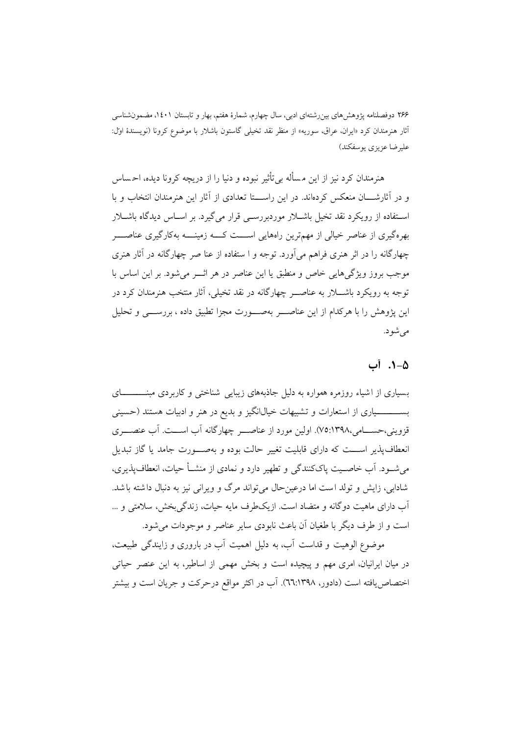هنرمندان کرد نیز از این مسأله بی‌تأثیر نبوده و دنیا را از دریچه کرونا دیده، احساس و در آثارشان منعکس کرده‌اند. در این راستا تعدادی از آثار این هنرمندان انتخاب و با استفاده از رویکرد نقد تخیل باشلار موردبررسی قرار می‌گیرد. بر اساس دیدگاه باشلار بهره‌گیری از عناصر خیالی از مهم‌ترین راه‌هایی است که زمینه به‌کارگیری عناصر چهارگانه را در اثر هنری فراهم می‌آورد. توجه و ا ستفاده از عنا صر چهارگانه در آثار هنری موجب بروز ویژگی‌هایی خاص و منطبق با این عناصر در هر اثر می‌شود. بر این اساس با توجه به رویکرد باشلار به عناصر چهارگانه در نقد تخیلی، آثار منتخب هنرمندان کرد در این پژوهش را با هرکدام از این عناصر به‌صورت مجزا تطبیق داده ، بررسی و تحلیل می‌شود.

## ۵-۱. آب

بسیاری از اشیاء روزمره همواره به دلیل جاذبه‌های زیبایی شناختی و کاربردی مبنای بسیاری از استعارات و تشبیهات خیال‌انگیز و بدیع در هنر و ادبیات هستند (حسینی قزوینی،حسامی،۷۵:۱۳۹۸). اولین مورد از عناصر چهارگانه آب است. آب عنصری انعطاف‌پذیر است که دارای قابلیت تغییر حالت بوده و به‌صورت جامد یا گاز تبدیل می‌شود. آب خاصیت پاک‌کنندگی و تطهیر دارد و نمادی از منشأ حیات، انعطاف‌پذیری، شادابی، زایش و تولد است اما درعین‌حال می‌تواند مرگ و ویرانی نیز به دنبال داشته باشد. آب دارای ماهیت دوگانه و متضاد است. ازیک‌طرف مایه حیات، زندگی‌بخش، سلامتی و ... است و از طرف دیگر با طغیان آن باعث نابودی سایر عناصر و موجودات می‌شود.

موضوع الوهیت و قداست آب، به دلیل اهمیت آب در باروری و زایندگی طبیعت، در میان ایرانیان، امری مهم و پیچیده است و بخش مهمی از اساطیر، به این عنصر حیاتی اختصاص‌یافته است (دادور، ٦٦:١٣٩٨). آب در اکثر مواقع درحرکت و جریان است و بیشتر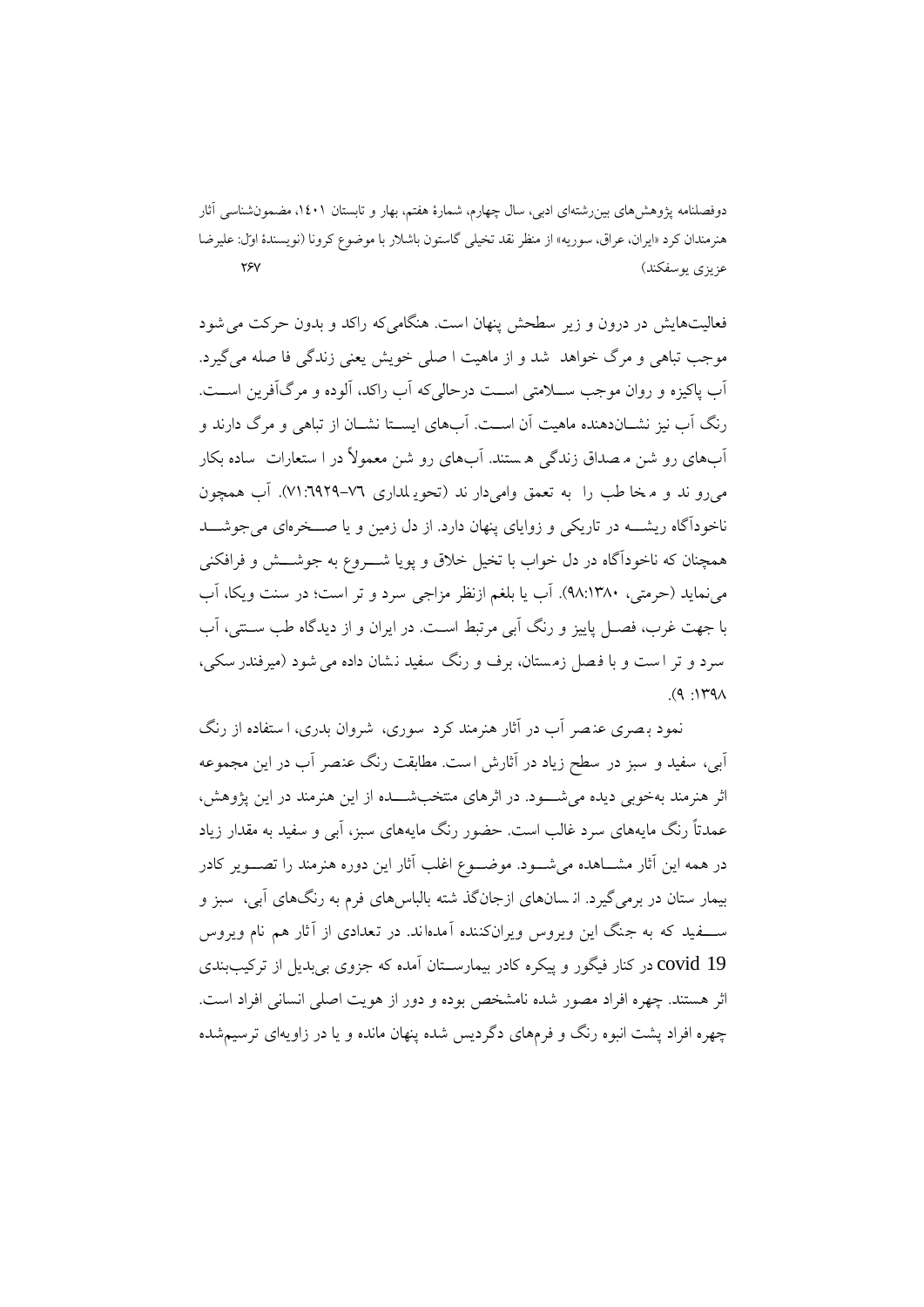فعالیت‌هایش در درون و زیر سطحش پنهان است. هنگامی‌که راکد و بدون حرکت می‌شود موجب تباهی و مرگ خواهد شد و از ماهیت اصلی خویش یعنی زندگی فاصله می‌گیرد. آب پاکیزه و روان موجب سلامتی است درحالی‌که آب راکد، آلوده و مرگ‌آفرین است. رنگ آب نیز نشان‌دهنده ماهیت آن است. آب‌های ایستا نشان از تباهی و مرگ دارند و آب‌های روشن مصداق زندگی هستند. آب‌های روشن معمولاً در استعارات ساده بکار می‌روند و مخاطب را به تعمق وامی‌دارند (تحویلداری ٧٦–٦٩٢٩:٧١). آب همچون ناخودآگاه ریشه در تاریکی و زوایای پنهان دارد. از دل زمین و یا صخره‌ای می‌جوشد همچنان که ناخودآگاه در دل خواب با تخیل خلاق و پویا شروع به جوشش و فرافکنی می‌نماید (حرمتی، ١٣٨٠:٩٨). آب یا بلغم ازنظر مزاجی سرد و تر است؛ در سنت ویکا، آب با جهت غرب، فصل پاییز و رنگ آبی مرتبط است. در ایران و از دیدگاه طب سنتی، آب سرد و تر است و با فصل زمستان، برف و رنگ سفید نشان داده می‌شود (میرفندرسکی، ١٣٩٨: ٩).

نمود بصری عنصر آب در آثار هنرمند کرد سوری، شروان بدری، استفاده از رنگ آبی، سفید و سبز در سطح زیاد در آثارش است. مطابقت رنگ عنصر آب در این مجموعه اثر هنرمند به‌خوبی دیده می‌شود. در اثرهای منتخب‌شده از این هنرمند در این پژوهش، عمدتاً رنگ مایه‌های سرد غالب است. حضور رنگ مایه‌های سبز، آبی و سفید به مقدار زیاد در همه این آثار مشاهده می‌شود. موضوع اغلب آثار این دوره هنرمند را تصویر کادر بیمارستان در برمی‌گیرد. انسان‌های ازجان‌گذشته بالباس‌های فرم به رنگ‌های آبی، سبز و سفید که به جنگ این ویروس ویرانکننده آمده‌اند. در تعدادی از آثار هم نام ویروس covid 19 در کنار فیگور و پیکره کادر بیمارستان آمده که جزوی بی‌بدیل از ترکیب‌بندی اثر هستند. چهره افراد مصور شده نامشخص بوده و دور از هویت اصلی انسانی افراد است. چهره افراد پشت انبوه رنگ و فرم‌های دگردیس شده پنهان مانده و یا در زاویه‌ای ترسیم‌شده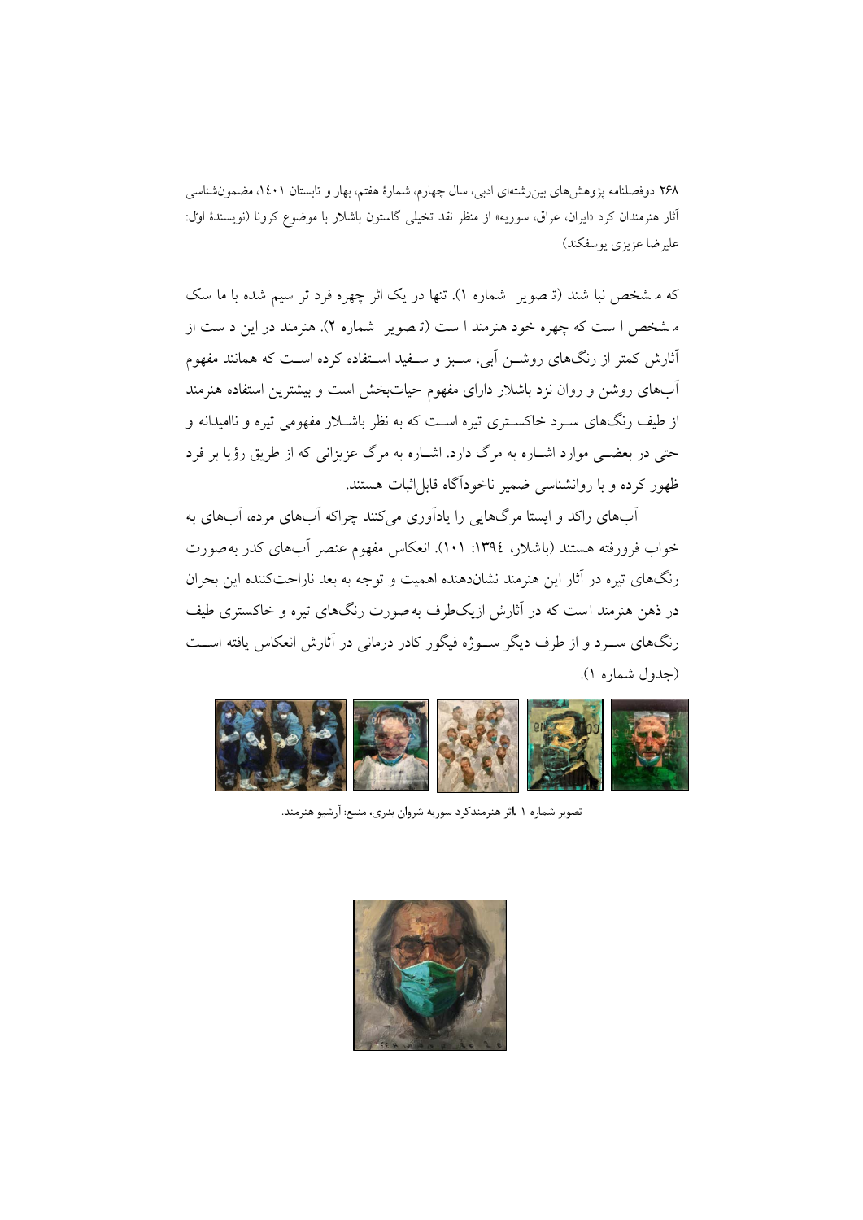که مشخص نباشند (تصویر شماره ۱). تنها در یک اثر چهره فرد ترسیم شده با ماسک مشخص است که چهره خود هنرمند است (تصویر شماره ۲). هنرمند در این دست از آثارش کمتر از رنگ‌های روشن آبی، سبز و سفید استفاده کرده است که همانند مفهوم آب‌های روشن و روان نزد باشلار دارای مفهوم حیات‌بخش است و بیشترین استفاده هنرمند از طیف رنگ‌های سرد خاکستری تیره است که به نظر باشلار مفهومی تیره و ناامیدانه و حتی در بعضی موارد اشاره به مرگ دارد. اشاره به مرگ عزیزانی که از طریق رؤیا بر فرد ظهور کرده و با روانشناسی ضمیر ناخودآگاه قابل اثبات هستند.

آب‌های راکد و ایستا مرگ‌هایی را یادآوری می‌کنند چراکه آب‌های مرده، آب‌های به خواب فرورفته هستند (باشلار، ۱۳۹٤: ۱۰۱). انعکاس مفهوم عنصر آب‌های کدر به‌صورت رنگ‌های تیره در آثار این هنرمند نشان‌دهنده اهمیت و توجه به بعد ناراحت‌کننده این بحران در ذهن هنرمند است که در آثارش ازیک‌طرف به‌صورت رنگ‌های تیره و خاکستری طیف رنگ‌های سرد و از طرف دیگر سوژه فیگور کادر درمانی در آثارش انعکاس یافته است (جدول شماره ۱).

تصویر شماره ۱ اثر هنرمندکرد سوریه شروان بدری، منبع: آرشیو هنرمند.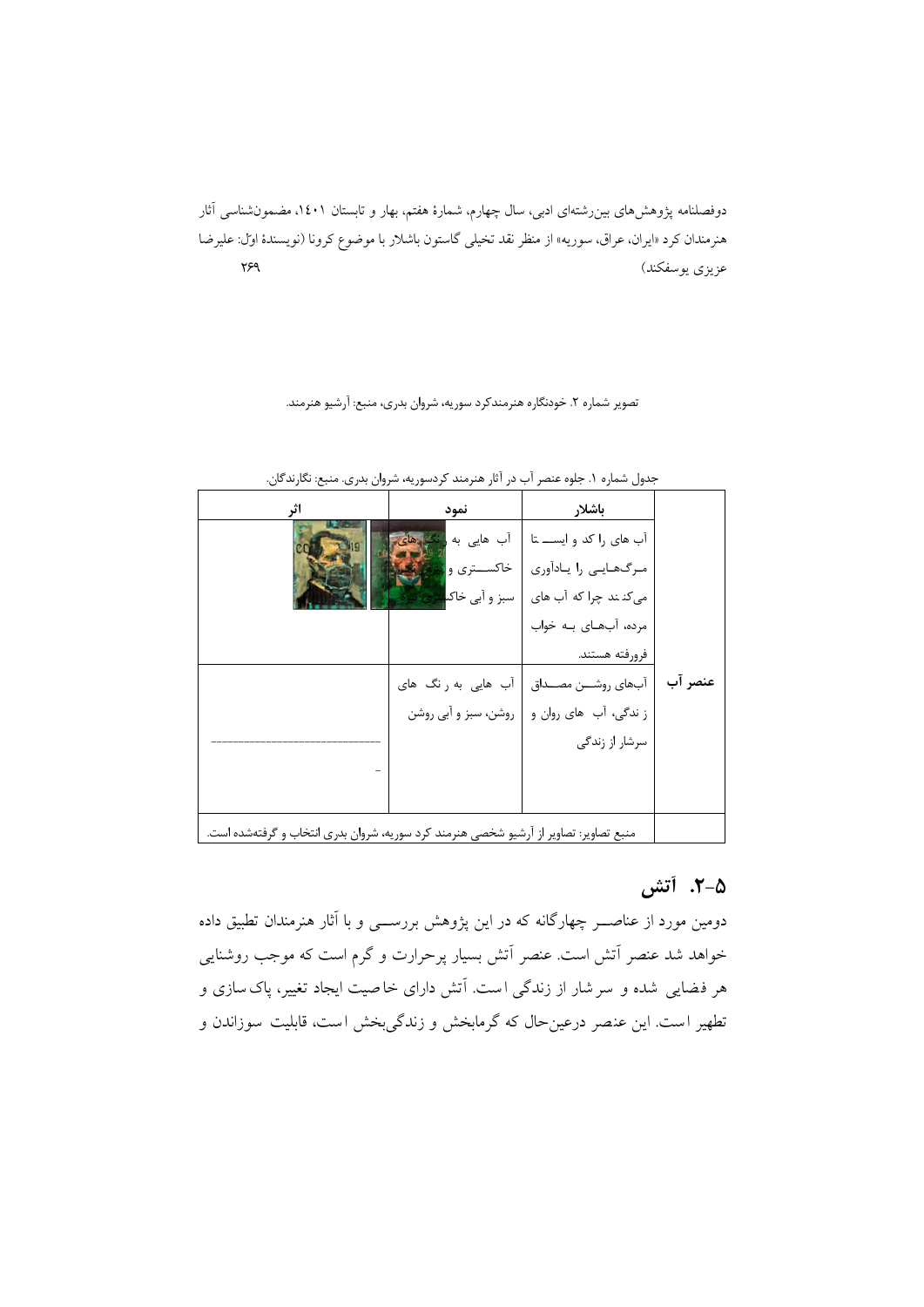تصویر شماره ۲. خودنگاره هنرمندکرد سوریه، شروان بدری، منبع: آرشیو هنرمند.

جدول شماره ۱. جلوه عنصر آب در آثار هنرمند کردسوریه، شروان بدری. منبع: نگارندگان.

| | باشلار | نمود | اثر |
|---|---|---|---|
| عنصر آب | آب های را کد و ایســـتا مـرگ‌هـایـی را یـادآوری می‌کنند چرا که آب های مرده، آب‌هـای بـه خواب فرورفته هستند. | آب هایی به رنگ های خاکســـتری و ... سبز و آبی خاکستری ... | |
| | آب‌های روشـــن مصـــداق ز ندگی، آب های روان و سرشار از زندگی | آب هایی به رنگ های روشن، سبز و آبی روشن | ---------------------------- – |
| | منبع تصاویر: تصاویر از آرشیو شخصی هنرمند کرد سوریه، شروان بدری انتخاب و گرفته‌شده است. | | |

## ۵-۲. آتش

دومین مورد از عناصــر چهارگانه که در این پژوهش بررســی و با آثار هنرمندان تطبیق داده خواهد شد عنصر آتش است. عنصر آتش بسیار پرحرارت و گرم است که موجب روشنایی هر فضایی شده و سرشار از زندگی است. آتش دارای خاصیت ایجاد تغییر، پاک‌سازی و تطهیر است. این عنصر درعین‌حال که گرمابخش و زندگی‌بخش است، قابلیت سوزاندن و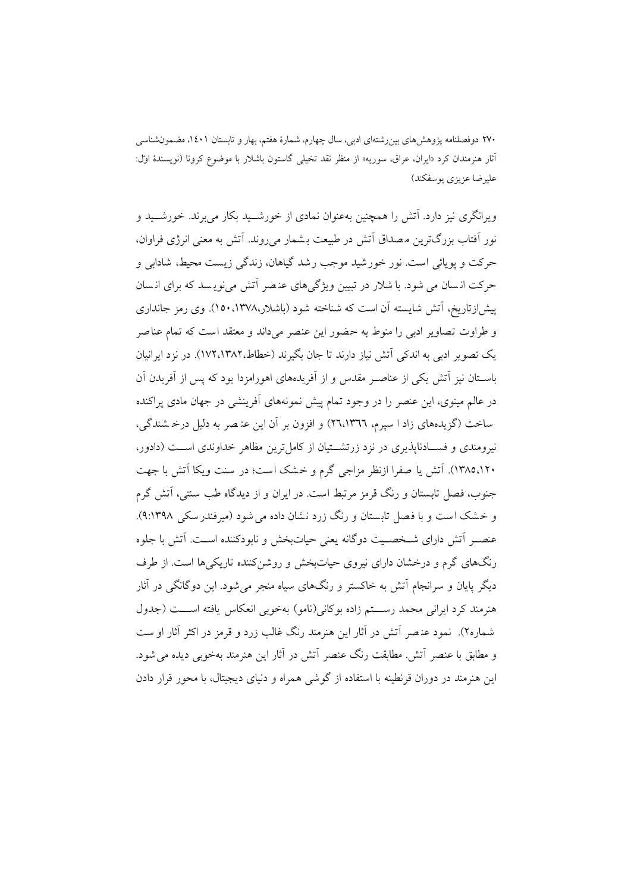ویرانگری نیز دارد. آتش را همچنین به‌عنوان نمادی از خورشید بکار می‌برند. خورشید و نور آفتاب بزرگ‌ترین مصداق آتش در طبیعت بشمار می‌روند. آتش به معنی انرژی فراوان، حرکت و پویائی است. نور خورشید موجب رشد گیاهان، زندگی زیست محیط، شادابی و حرکت انسان می شود. باشلار در تبیین ویژگی‌های عنصر آتش می‌نویسد که برای انسان پیش‌ازتاریخ، آتش شایسته آن است که شناخته شود (باشلار،۱۳۷۸،۱۵۰). وی رمز جانداری و طراوت تصاویر ادبی را منوط به حضور این عنصر می‌داند و معتقد است که تمام عناصر یک تصویر ادبی به اندکی آتش نیاز دارند تا جان بگیرند (خطاط،۱۳۸۲،۱۷۲). در نزد ایرانیان باستان نیز آتش یکی از عناصر مقدس و از آفریده‌های اهورامزدا بود که پس از آفریدن آن در عالم مینوی، این عنصر را در وجود تمام پیش نمونه‌های آفرینشی در جهان مادی پراکنده ساخت (گزیده‌های زاد اسپرم، ۲٦،۱۳٦٦) و افزون بر آن این عنصر به دلیل درخشندگی، نیرومندی و فسادناپذیری در نزد زرتشتیان از کامل‌ترین مظاهر خداوندی است (دادور، ۱۳۸۵،۱۲۰). آتش یا صفرا ازنظر مزاجی گرم و خشک است؛ در سنت ویکا آتش با جهت جنوب، فصل تابستان و رنگ قرمز مرتبط است. در ایران و از دیدگاه طب سنتی، آتش گرم و خشک است و با فصل تابستان و رنگ زرد نشان داده می شود (میرفندرسکی ۹:۱۳۹۸). عنصر آتش دارای شخصیت دوگانه یعنی حیات‌بخش و نابودکننده است. آتش با جلوه رنگ‌های گرم و درخشان دارای نیروی حیات‌بخش و روشن‌کننده تاریکی‌ها است. از طرف دیگر پایان و سرانجام آتش به خاکستر و رنگ‌های سیاه منجر می‌شود. این دوگانگی در آثار هنرمند کرد ایرانی محمد رستم زاده بوکانی(نامو) به‌خوبی انعکاس یافته است (جدول شماره۲). نمود عنصر آتش در آثار این هنرمند رنگ غالب زرد و قرمز در اکثر آثار او ست و مطابق با عنصر آتش. مطابقت رنگ عنصر آتش در آثار این هنرمند به‌خوبی دیده می‌شود. این هنرمند در دوران قرنطینه با استفاده از گوشی همراه و دنیای دیجیتال، با محور قرار دادن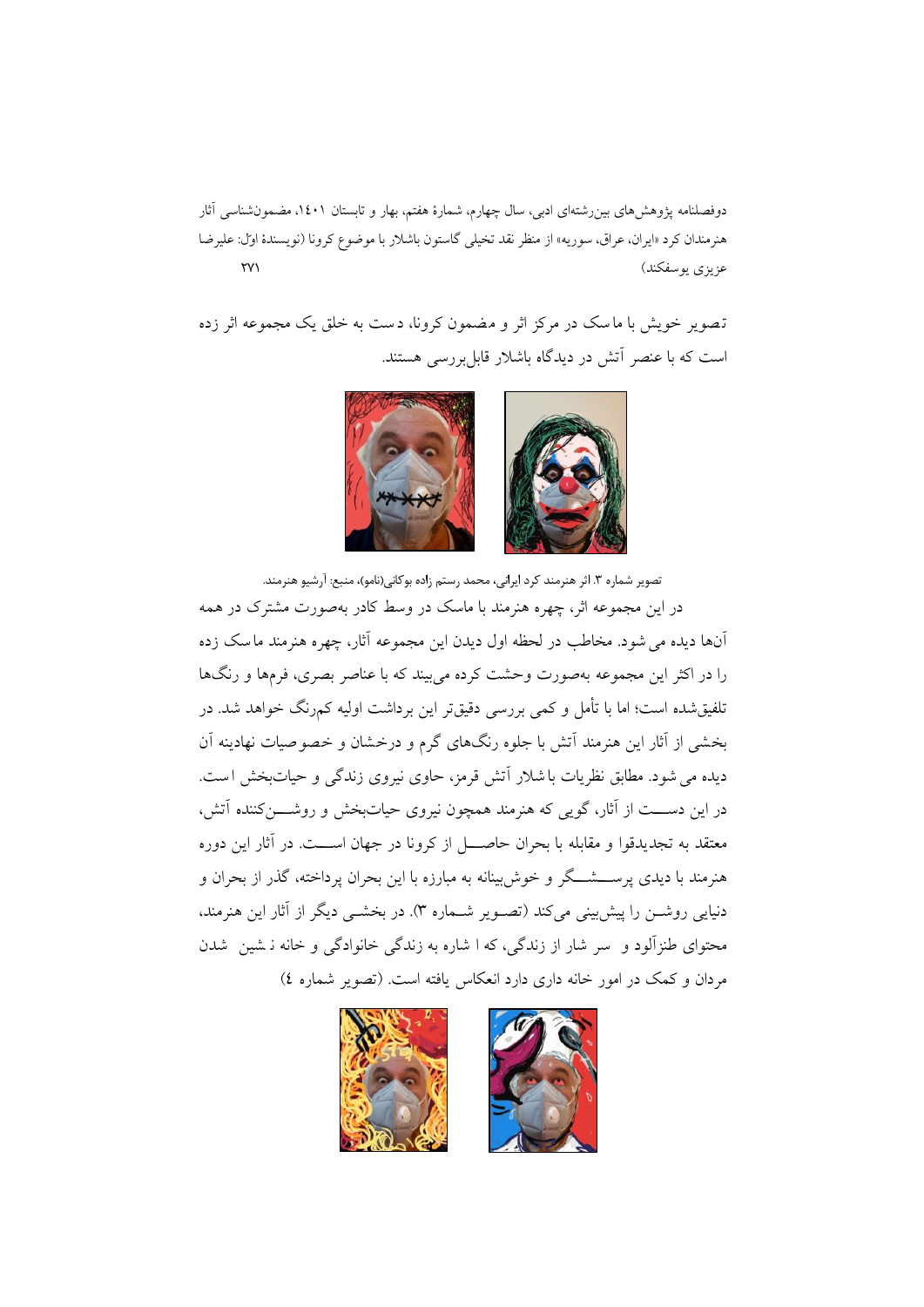تصویر خویش با ماسک در مرکز اثر و مضمون کرونا، دست به خلق یک مجموعه اثر زده است که با عنصر آتش در دیدگاه باشلار قابل‌بررسی هستند.

تصویر شماره ۳. اثر هنرمند کرد ایرانی، محمد رستم زاده بوکانی(نامو)، منبع: آرشیو هنرمند.

در این مجموعه اثر، چهره هنرمند با ماسک در وسط کادر به‌صورت مشترک در همه آن‌ها دیده می شود. مخاطب در لحظه اول دیدن این مجموعه آثار، چهره هنرمند ماسک زده را در اکثر این مجموعه به‌صورت وحشت کرده می‌بیند که با عناصر بصری، فرم‌ها و رنگ‌ها تلفیق‌شده است؛ اما با تأمل و کمی بررسی دقیق‌تر این برداشت اولیه کم‌رنگ خواهد شد. در بخشی از آثار این هنرمند آتش با جلوه رنگ‌های گرم و درخشان و خصوصیات نهادینه آن دیده می شود. مطابق نظریات باشلار آتش قرمز، حاوی نیروی زندگی و حیات‌بخش است. در این دســـت از آثار، گویی که هنرمند همچون نیروی حیات‌بخش و روشـــن‌کننده آتش، معتقد به تجدیدقوا و مقابله با بحران حاصـــل از کرونا در جهان اســـت. در آثار این دوره هنرمند با دیدی پرســـشـــگر و خوش‌بینانه به مبارزه با این بحران پرداخته، گذر از بحران و دنیایی روشـــن را پیش‌بینی می‌کند (تصـــویر شـــماره ۳). در بخشـــی دیگر از آثار این هنرمند، محتوای طنزآلود و سر شار از زندگی، که ا شاره به زندگی خانوادگی و خانه ‌ن شین شدن مردان و کمک در امور خانه داری دارد انعکاس یافته است. (تصویر شماره ٤)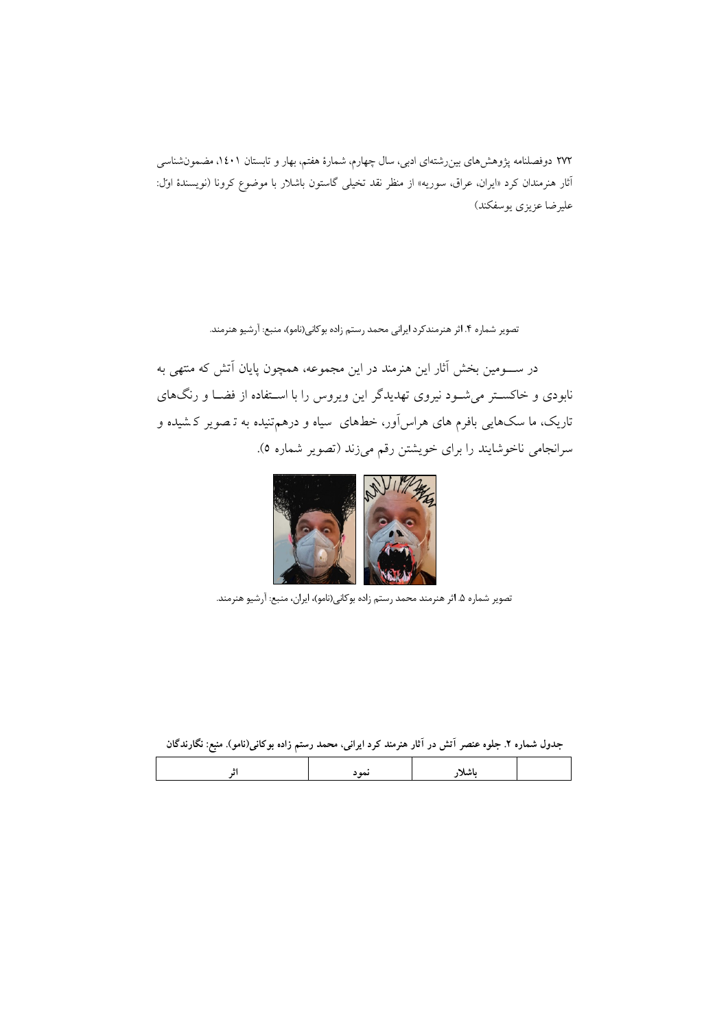تصویر شماره ۴. اثر هنرمندکرد ایرانی محمد رستم زاده بوکانی(نامو)، منبع: آرشیو هنرمند.

در سـومین بخش آثار این هنرمند در این مجموعه، همچون پایان آتش که منتهی به نابودی و خاکستر می‌شود نیروی تهدیدگر این ویروس را با استفاده از فضا و رنگ‌های تاریک، ما سک‌هایی بافرم های هراس‌آور، خط‌های سیاه و درهم‌تنیده به تصویر کشیده و سرانجامی ناخوشایند را برای خویشتن رقم می‌زند (تصویر شماره ۵).

تصویر شماره ۵. اثر هنرمند محمد رستم زاده بوکانی(نامو)، ایران، منبع: آرشیو هنرمند.

**جدول شماره ۲. جلوه عنصر آتش در آثار هنرمند کرد ایرانی، محمد رستم زاده بوکانی(نامو). منبع: نگارندگان**

| | باشلار | نمود | اثر |
| --- | --- | --- | --- |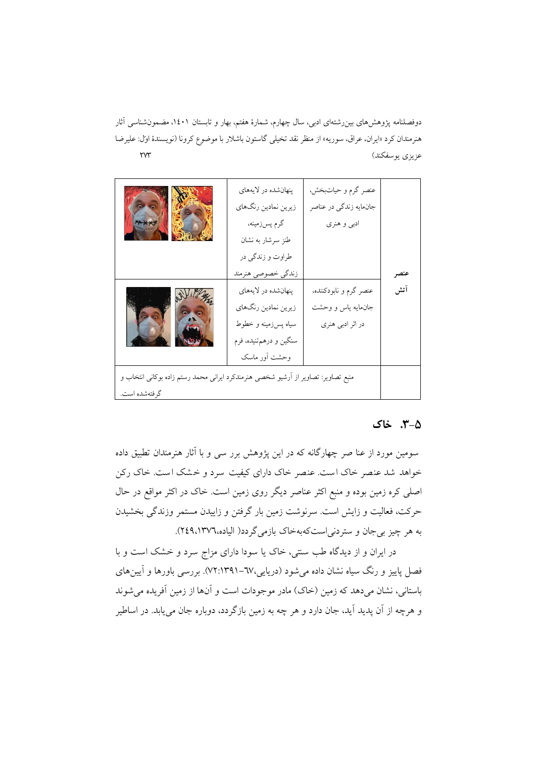| | | | |
|---|---|---|---|
| عنصر آتش | عنصر گرم و حیات‌بخش، جان‌مایه زندگی در عناصر ادبی و هنری | پنهان‌شده در لایه‌های زیرین نمادین رنگ‌های گرم پس‌زمینه، طنز سرشار به نشان طراوت و زندگی در زندگی خصوصی هنرمند | |
| | عنصر گرم و نابودکننده، جان‌مایه یاس و وحشت در اثر ادبی هنری | پنهان‌شده در لایه‌های زیرین نمادین رنگ‌های سیاه پس‌زمینه و خطوط سنگین و درهم‌تنیده، فرم وحشت آور ماسک | |
| | منبع تصاویر: تصاویر از آرشیو شخصی هنرمندکرد ایرانی محمد رستم زاده بوکانی انتخاب و گرفته‌شده است. | | |

## ۵-۳. خاک

سومین مورد از عنا صر چهارگانه که در این پژوهش برر سی و با آثار هنرمندان تطبیق داده خواهد شد عنصر خاک ا ست. عنصر خاک دارای کیفیت سرد و خشک ا ست. خاک رکن اصلی کره زمین بوده و منبع اکثر عناصر دیگر روی زمین است. خاک در اکثر مواقع در حال حرکت، فعالیت و زایش است. سرنوشت زمین بار گرفتن و زاییدن مستمر وزندگی بخشیدن به هر چیز بی‌جان و ستردنی‌است‌که‌به‌خاک بازمی‌گردد( الیاده،۱۳۷٦،۲٤۹).

در ایران و از دیدگاه طب سنتی، خاک یا سودا دارای مزاج سرد و خشک است و با فصل پاییز و رنگ سیاه نشان داده می‌شود (دریایی،٦۷-۱۳۹۱:۷۲). بررسی باورها و آیین‌های باستانی، نشان می‌دهد که زمین (خاک) مادر موجودات است و آن‌ها از زمین آفریده می‌شوند و هرچه از آن پدید آید، جان دارد و هر چه به زمین بازگردد، دوباره جان می‌یابد. در اساطیر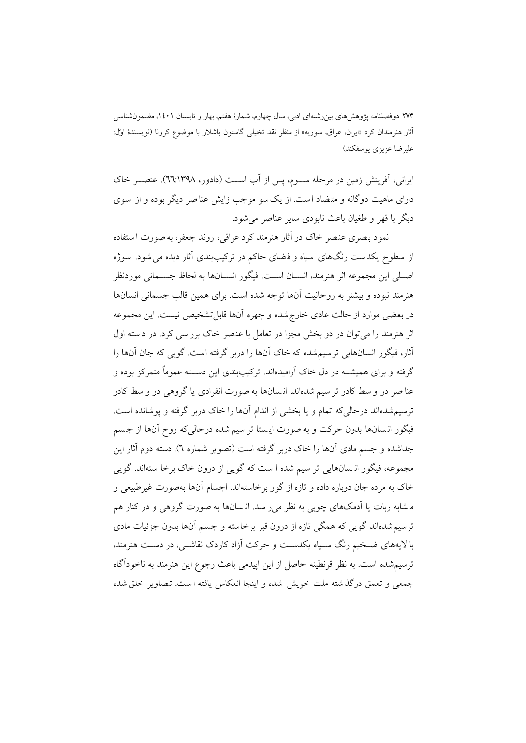ایرانی، آفرینش زمین در مرحله سوم، پس از آب است (دادور، ۱۳۹۸:۶۶). عنصر خاک دارای ماهیت دوگانه و متضاد است. از یک‌سو موجب زایش عناصر دیگر بوده و از سوی دیگر با قهر و طغیان باعث نابودی سایر عناصر می‌شود.

نمود بصری عنصر خاک در آثار هنرمند کرد عراقی، روند جعفر، به‌صورت استفاده از سطوح یکدست رنگ‌های سیاه و فضای حاکم در ترکیب‌بندی آثار دیده می‌شود. سوژه اصلی این مجموعه اثر هنرمند، انسان است. فیگور انسان‌ها به لحاظ جسمانی موردنظر هنرمند نبوده و بیشتر به روحانیت آن‌ها توجه شده است. برای همین قالب جسمانی انسان‌ها در بعضی موارد از حالت عادی خارج‌شده و چهره آن‌ها قابل‌تشخیص نیست. این مجموعه اثر هنرمند را می‌توان در دو بخش مجزا در تعامل با عنصر خاک بررسی کرد. در دسته اول آثار، فیگور انسان‌هایی ترسیم‌شده که خاک آن‌ها را دربر گرفته است. گویی که جان آن‌ها را گرفته و برای همیشه در دل خاک آرامیده‌اند. ترکیب‌بندی این دسته عموماً متمرکز بوده و عناصر در وسط کادر ترسیم شده‌اند. انسان‌ها به‌صورت انفرادی یا گروهی در وسط کادر ترسیم‌شده‌اند درحالی‌که تمام و یا بخشی از اندام آن‌ها را خاک دربر گرفته و پوشانده است. فیگور انسان‌ها بدون حرکت و به‌صورت ایستا ترسیم شده درحالی‌که روح آن‌ها از جسم جداشده و جسم مادی آن‌ها را خاک دربر گرفته است (تصویر شماره ۶). دسته دوم آثار این مجموعه، فیگور انسان‌هایی ترسیم شده است که گویی از درون خاک برخاسته‌اند. گویی خاک به مرده جان دوباره داده و تازه از گور برخاسته‌اند. اجسام آن‌ها به‌صورت غیرطبیعی و مشابه ربات یا آدمک‌های چوبی به نظر می‌رسد. انسان‌ها به صورت گروهی و در کنار هم ترسیم‌شده‌اند گویی که همگی تازه از درون قبر برخاسته و جسم آن‌ها بدون جزئیات مادی با لایه‌های ضخیم رنگ سیاه یکدست و حرکت آزاد کاردک نقاشی، در دست هنرمند، ترسیم‌شده است. به نظر قرنطینه حاصل از این اپیدمی باعث رجوع این هنرمند به ناخودآگاه جمعی و تعمق درگذشته ملت خویش شده و اینجا انعکاس یافته است. تصاویر خلق‌شده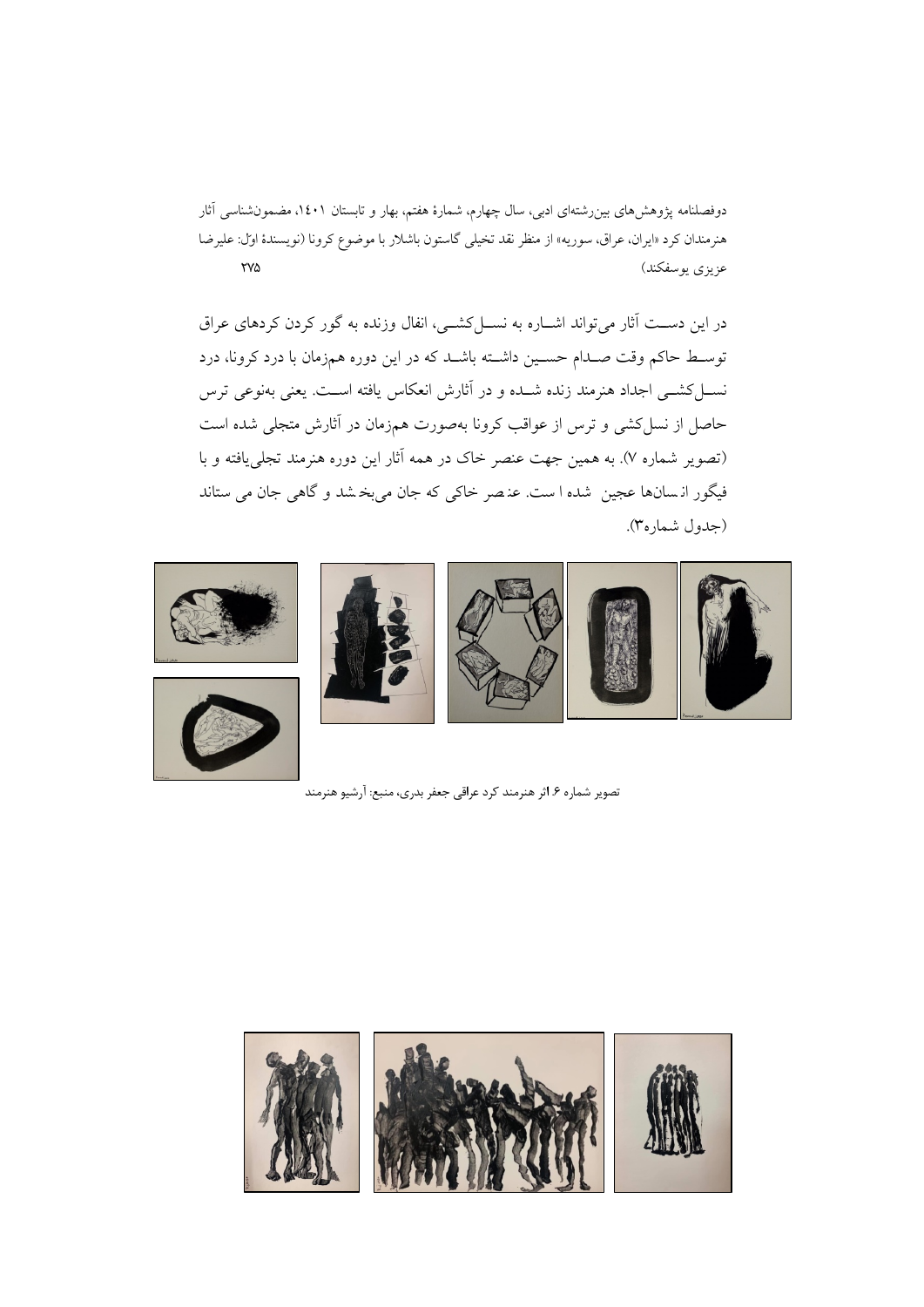در این دســت آثار می‌تواند اشــاره به نســل‌کشــی، انفال وزنده به گور کردن کردهای عراق توسـط حاکم وقت صـدام حسـین داشـته باشـد که در این دوره هم‌زمان با درد کرونا، درد نســل‌کشــی اجداد هنرمند زنده شــده و در آثارش انعکاس یافته اســت. یعنی به‌نوعی ترس حاصل از نسل‌کشی و ترس از عواقب کرونا به‌صورت هم‌زمان در آثارش متجلی شده است (تصویر شماره ۷). به همین جهت عنصر خاک در همه آثار این دوره هنرمند تجلی‌یافته و با فیگور انسان‌ها عجین شده است. عنصر خاکی که جان می‌بخشد و گاهی جان می ستاند (جدول شماره۳).

تصویر شماره ۶. اثر هنرمند کرد عراقی جعفر بدری، منبع: آرشیو هنرمند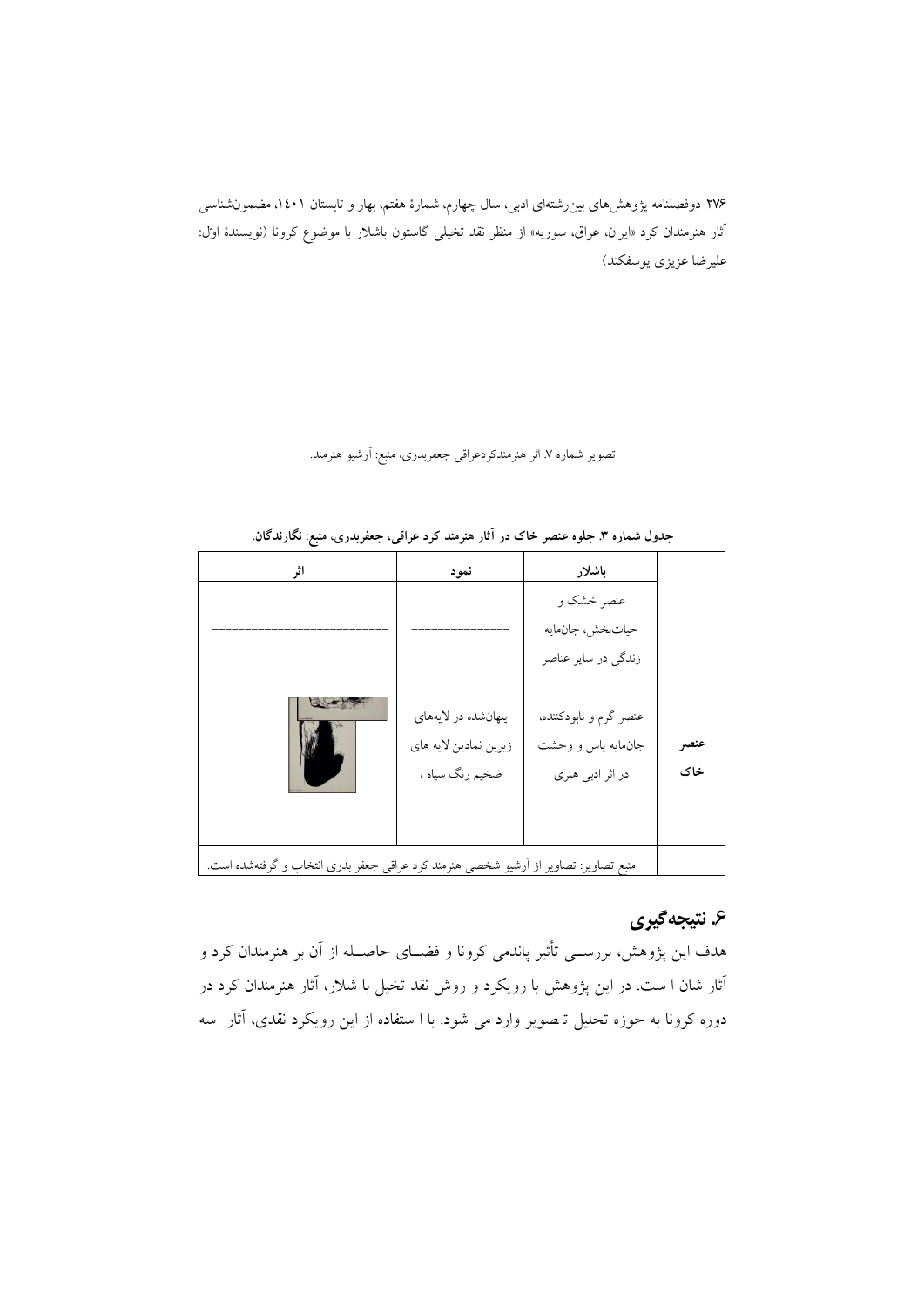تصویر شماره ۷. اثر هنرمندکردعراقی جعفربدری، منبع: آرشیو هنرمند.

**جدول شماره ۳. جلوه عنصر خاک در آثار هنرمند کرد عراقی، جعفربدری، منبع: نگارندگان.**

| | باشلار | نمود | اثر |
|---|---|---|---|
| | عنصر خشک و حیات‌بخش، جان‌مایه زندگی در سایر عناصر | ---------------- | ---------------------------- |
| عنصر خاک | عنصر گرم و نابودکننده، جان‌مایه یاس و وحشت در اثر ادبی هنری | پنهان‌شده در لایه‌های زیرین نمادین لایه های ضخیم رنگ سیاه ، | |
| | منبع تصاویر: تصاویر از آرشیو شخصی هنرمند کرد عراقی جعفر بدری انتخاب و گرفته‌شده است. | | |

## ۶. نتیجه‌گیری

هدف این پژوهش، بررسی تأثیر پاندمی کرونا و فضای حاصله از آن بر هنرمندان کرد و آثار شان ا ست. در این پژوهش با رویکرد و روش نقد تخیل با شلار، آثار هنرمندان کرد در دوره کرونا به حوزه تحلیل ت صویر وارد می شود. با ا ستفاده از این رویکرد نقدی، آثار سه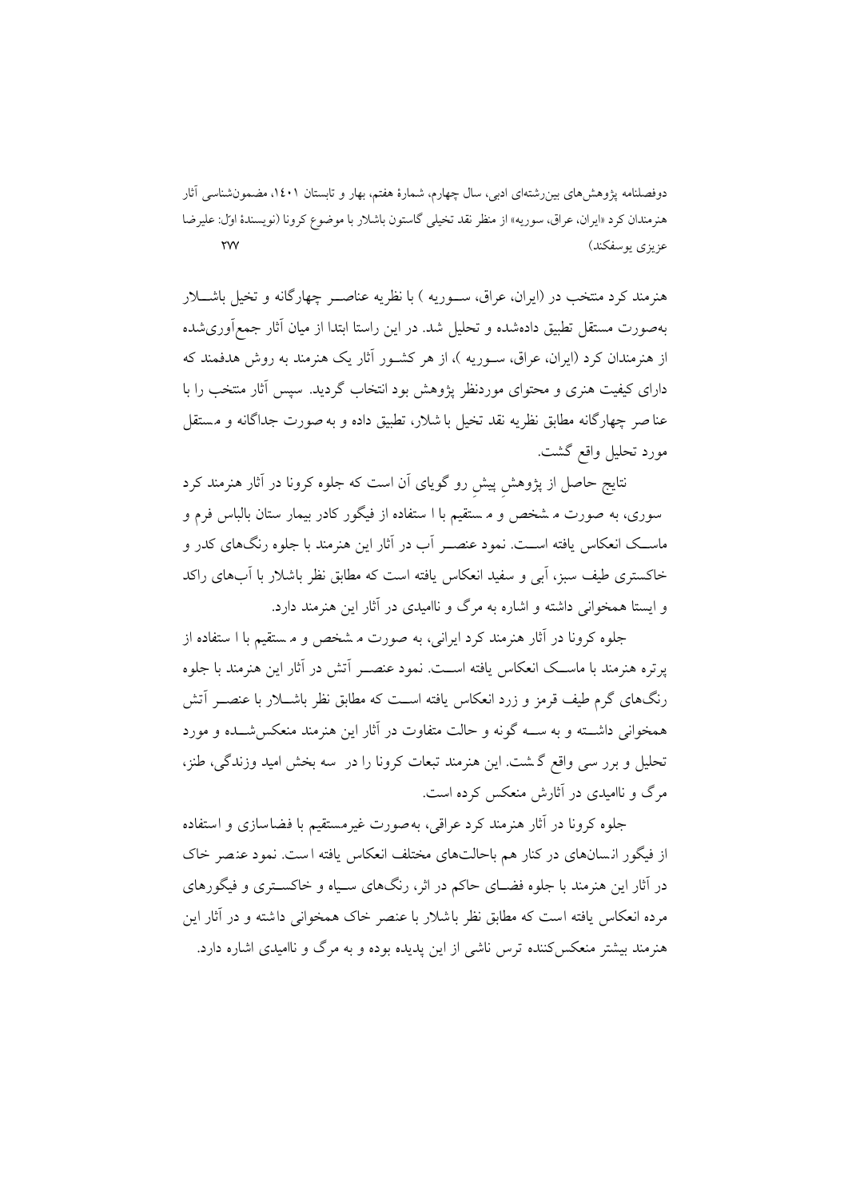هنرمند کرد منتخب در (ایران، عراق، سوریه ) با نظریه عناصر چهارگانه و تخیل باشلار به‌صورت مستقل تطبیق داده‌شده و تحلیل شد. در این راستا ابتدا از میان آثار جمع‌آوری‌شده از هنرمندان کرد (ایران، عراق، سوریه )، از هر کشور آثار یک هنرمند به روش هدفمند که دارای کیفیت هنری و محتوای موردنظر پژوهش بود انتخاب گردید. سپس آثار منتخب را با عناصر چهارگانه مطابق نظریه نقد تخیل باشلار، تطبیق داده و به صورت جداگانه و مستقل مورد تحلیل واقع گشت.

نتایج حاصل از پژوهشِ پیشِ رو گویای آن است که جلوه کرونا در آثار هنرمند کرد سوری، به صورت مشخص و مستقیم با استفاده از فیگور کادر بیمار ستان بالباس فرم و ماسک انعکاس یافته است. نمود عنصر آب در آثار این هنرمند با جلوه رنگ‌های کدر و خاکستری طیف سبز، آبی و سفید انعکاس یافته است که مطابق نظر باشلار با آب‌های راکد و ایستا همخوانی داشته و اشاره به مرگ و ناامیدی در آثار این هنرمند دارد.

جلوه کرونا در آثار هنرمند کرد ایرانی، به صورت مشخص و مستقیم با استفاده از پرتره هنرمند با ماسک انعکاس یافته است. نمود عنصر آتش در آثار این هنرمند با جلوه رنگ‌های گرم طیف قرمز و زرد انعکاس یافته است که مطابق نظر باشلار با عنصر آتش همخوانی داشته و به سه گونه و حالت متفاوت در آثار این هنرمند منعکس‌شده و مورد تحلیل و بررسی واقع گشت. این هنرمند تبعات کرونا را در سه بخش امید وزندگی، طنز، مرگ و ناامیدی در آثارش منعکس کرده است.

جلوه کرونا در آثار هنرمند کرد عراقی، به‌صورت غیرمستقیم با فضاسازی و استفاده از فیگور انسان‌های در کنار هم باحالت‌های مختلف انعکاس یافته است. نمود عنصر خاک در آثار این هنرمند با جلوه فضای حاکم در اثر، رنگ‌های سیاه و خاکستری و فیگورهای مرده انعکاس یافته است که مطابق نظر باشلار با عنصر خاک همخوانی داشته و در آثار این هنرمند بیشتر منعکس‌کننده ترس ناشی از این پدیده بوده و به مرگ و ناامیدی اشاره دارد.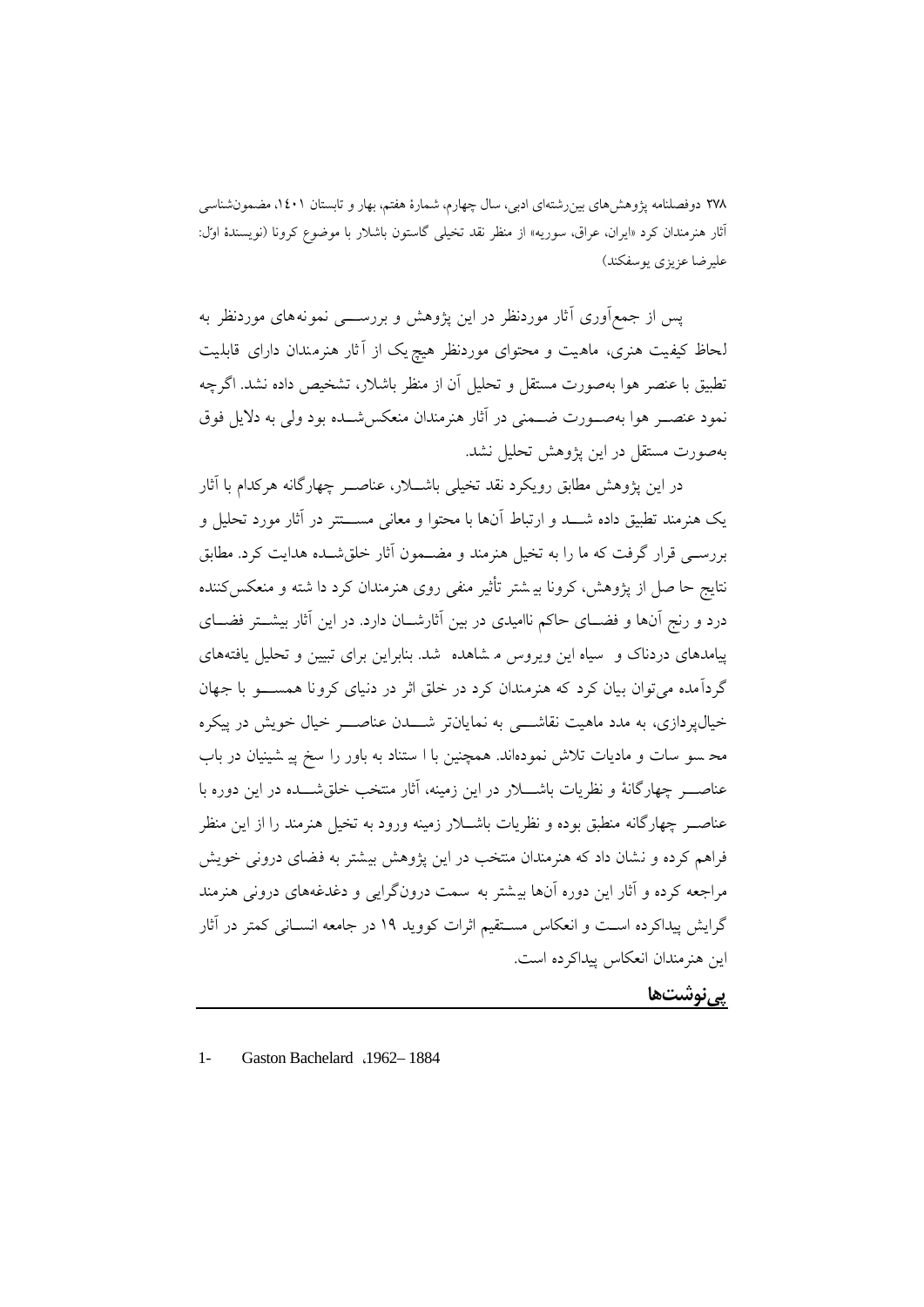پس از جمع‌آوری آثار موردنظر در این پژوهش و بررســـی نمونه‌های موردنظر به لحاظ کیفیت هنری، ماهیت و محتوای موردنظر هیچ یک از آثار هنرمندان دارای قابلیت تطبیق با عنصر هوا به‌صورت مستقل و تحلیل آن از منظر باشلار، تشخیص داده نشد. اگرچه نمود عنصــر هوا به‌صــورت ضــمنی در آثار هنرمندان منعکس‌شــده بود ولی به دلایل فوق به‌صورت مستقل در این پژوهش تحلیل نشد.

در این پژوهش مطابق رویکرد نقد تخیلی باشــلار، عناصــر چهارگانه هرکدام با آثار یک هنرمند تطبیق داده شــد و ارتباط آن‌ها با محتوا و معانی مســتتر در آثار مورد تحلیل و بررســی قرار گرفت که ما را به تخیل هنرمند و مضــمون آثار خلق‌شــده هدایت کرد. مطابق نتایج حاصل از پژوهش، کرونا بیشتر تأثیر منفی روی هنرمندان کرد داشته و منعکس‌کننده درد و رنج آن‌ها و فضــای حاکم ناامیدی در بین آثارشــان دارد. در این آثار بیشــتر فضــای پیامدهای دردناک و سیاه این ویروس مشاهده شد. بنابراین برای تبیین و تحلیل یافته‌های گردآمده می‌توان بیان کرد که هنرمندان کرد در خلق اثر در دنیای کرونا همســو با جهان خیال‌پردازی، به مدد ماهیت نقاشــی به نمایان‌تر شــدن عناصــر خیال خویش در پیکره محسوسات و مادیات تلاش نموده‌اند. همچنین با استناد به باور را سخ پیشینیان در باب عناصــر چهارگانهٔ و نظریات باشــلار در این زمینه، آثار منتخب خلق‌شــده در این دوره با عناصــر چهارگانه منطبق بوده و نظریات باشــلار زمینه ورود به تخیل هنرمند را از این منظر فراهم کرده و نشان داد که هنرمندان منتخب در این پژوهش بیشتر به فضای درونی خویش مراجعه کرده و آثار این دوره آن‌ها بیشتر به سمت درون‌گرایی و دغدغه‌های درونی هنرمند گرایش پیداکرده اســت و انعکاس مســتقیم اثرات کووید ۱۹ در جامعه انســانی کمتر در آثار این هنرمندان انعکاس پیداکرده است.

## پی‌نوشت‌ها

1- Gaston Bachelard ،1962– 1884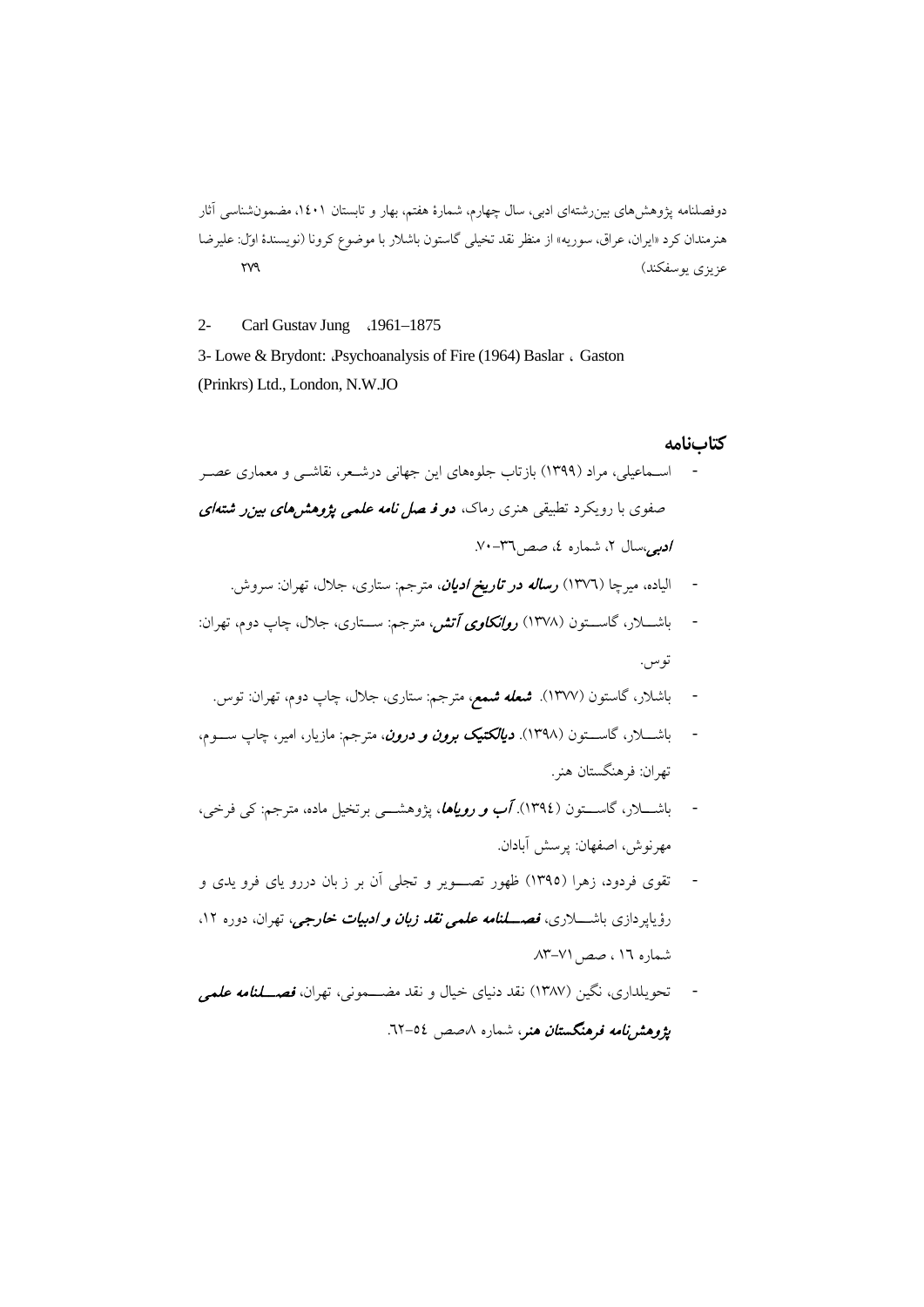2- Carl Gustav Jung ،1961–1875

3- Lowe & Brydont: .Psychoanalysis of Fire (1964) Baslar ، Gaston (Prinkrs) Ltd., London, N.W.JO

## کتاب‌نامه

- اســماعیلی، مراد (۱۳۹۹) بازتاب جلوه‌های این جهانی درشـعر، نقاشــی و معماری عصـر صفوی با رویکرد تطبیقی هنری رماک، ***دو فـ صل نامه علمی پژوهش‌های بین‌ر شته‌ای ادبی***،سال ۲، شماره ٤، صص٣٦–٧٠.
- الیاده، میرچا (۱۳۷٦) ***رساله در تاریخ ادیان***، مترجم: ستاری، جلال، تهران: سروش.
- باشــلار، گاســتون (۱۳۷۸) ***روانکاوی آتش***، مترجم: ســتاری، جلال، چاپ دوم، تهران: توس.
- باشلار، گاستون (۱۳۷۷). ***شعله شمع***، مترجم: ستاری، جلال، چاپ دوم، تهران: توس.
- باشــلار، گاســتون (۱۳۹۸). ***دیالکتیک برون و درون***، مترجم: مازیار، امیر، چاپ ســوم، تهران: فرهنگستان هنر.
- باشــلار، گاســتون (١٣٩٤). ***آب و رویاها***، پژوهشــی برتخیل ماده، مترجم: کی فرخی، مهرنوش، اصفهان: پرسش آبادان.
- تقوی فردود، زهرا (۱۳۹٥) ظهور تصــویر و تجلی آن بر ز بان دررو یای فرو یدی و رؤیاپردازی باشــلاری، ***فصــلنامه علمی نقد زبان و ادبیات خارجی***، تهران، دوره ١٢، شماره ١٦ ، صص٧١–٨٣.
- تحویلداری، نگین (۱۳۸۷) نقد دنیای خیال و نقد مضــمونی، تهران، ***فصــلنامه علمی پژوهش‌نامه فرهنگستان هنر***، شماره ٨،صص ٥٤–٦٢.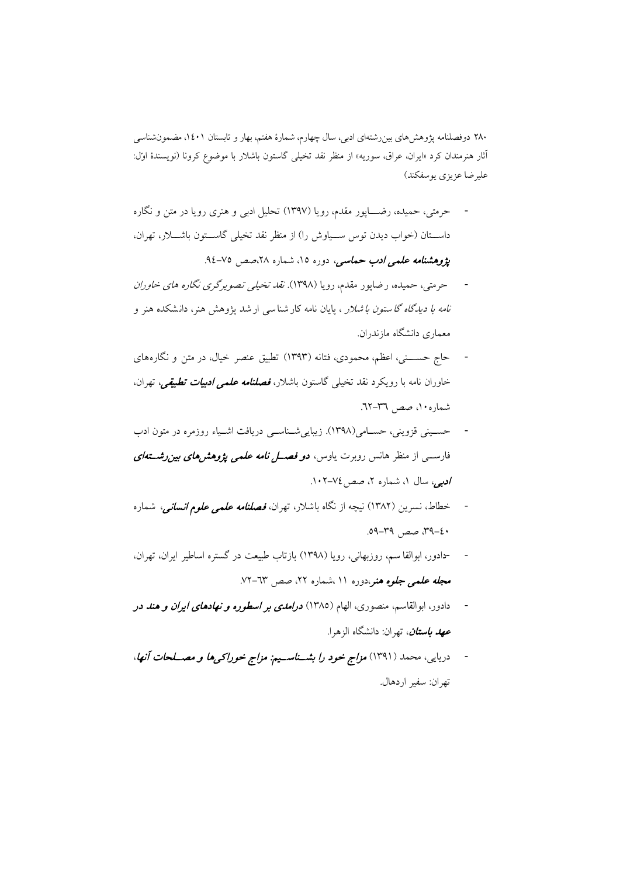- حرمتی، حمیده، رضـــاپور مقدم، رویا (۱۳۹۷) تحلیل ادبی و هنری رویا در متن و نگاره داســتان (خواب دیدن توس ســیاوش را) از منظر نقد تخیلی گاســتون باشــلار، تهران، **پژوهشنامه علمی ادب حماسی**، دوره ۱۵، شماره ۲۸،صص ۷۵–۹٤.
- حرمتی، حمیده، رضاپور مقدم، رویا (۱۳۹۸). *نقد تخیلی تصویرگری نگاره های خاوران نامه با دیدگاه گاستون باشلار* ، پایان نامه کارشناسی ارشد پژوهش هنر، دانشکده هنر و معماری دانشگاه مازندران.
- حاج حســـنی، اعظم، محمودی، فتانه (۱۳۹۳) تطبیق عنصر خیال، در متن و نگاره‌های خاوران نامه با رویکرد نقد تخیلی گاستون باشلار، **فصلنامه علمی ادبیات تطبیقی**، تهران، شماره۱۰، صص ۳٦–٦۲.
- حسـینی قزوینی، حســامی(۱۳۹۸). زیبایی‌شــناســی دریافت اشــیاء روزمره در متون ادب فارســی از منظر هانس روبرت یاوس، **دو فصــل نامه علمی پژوهش‌های بین‌رشــته‌ای ادبی**، سال ۱، شماره ۲، صص۷٤–۱۰۲.
- خطاط، نسرین (۱۳۸۲) نیچه از نگاه باشلار، تهران، **فصلنامه علمی علوم انسانی**، شماره ٤۰–۳۹، صص ۳۹–۵۹.
- -دادور، ابوالقا سم، روزبهانی، رویا (۱۳۹۸) بازتاب طبیعت در گستره اساطیر ایران، تهران، **مجله علمی جلوه هنر**،دوره ۱۱ ،شماره ۲۲، صص ٦۳–۷۲.
- دادور، ابوالقاسم، منصوری، الهام (۱۳۸۵) **درامدی بر اسطوره و نهادهای ایران و هند در عهد باستان**، تهران: دانشگاه الزهرا.
- دریایی، محمد (۱۳۹۱) **مزاج خود را بشــناســیم: مزاج خوراکی‌ها و مصــلحات آنها**، تهران: سفیر اردهال.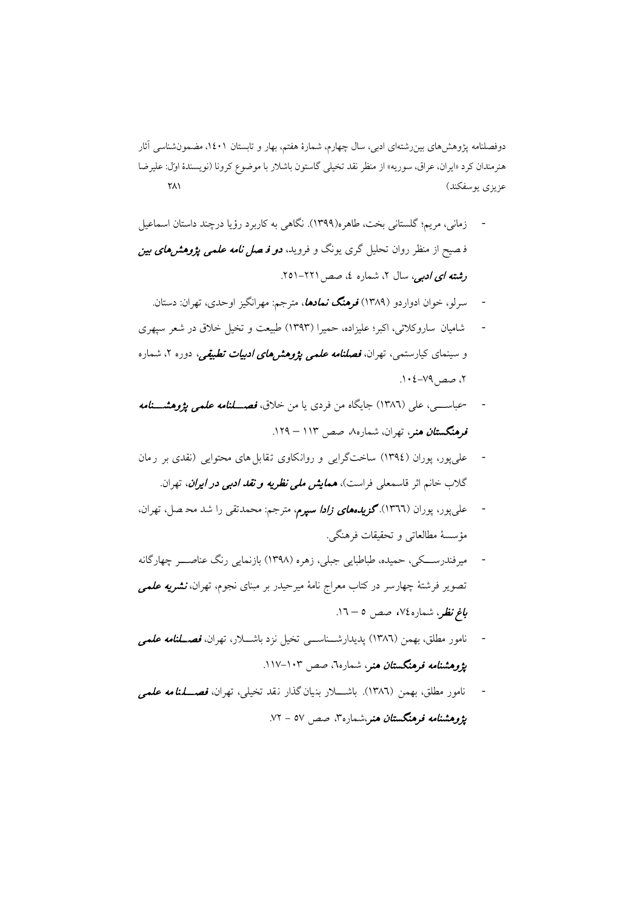- زمانی، مریم؛ گلستانی بخت، طاهره(۱۳۹۹). نگاهی به کاربرد رؤیا درچند داستان اسماعیل فصیح از منظر روان تحلیل گری یونگ و فروید، ***دو فصل نامه علمی پژوهش‌های بین رشته ای ادبی***، سال ۲، شماره ٤، صص ۲۲۱-۲۵۱.
- سرلو، خوان ادواردو (۱۳۸۹) ***فرهنگ نمادها***، مترجم: مهرانگیز اوحدی، تهران: دستان.
- شامیان ساروکلائی، اکبر؛ علیزاده، حمیرا (۱۳۹۳) طبیعت و تخیل خلاق در شعر سپهری و سینمای کیارستمی، تهران، ***فصلنامه علمی پژوهش‌های ادبیات تطبیقی***، دوره ۲، شماره ۲، صص۷۹-۱۰٤.
- -عباسی، علی (۱۳۸٦) جایگاه من فردی یا من خلاق، ***فصلنامه علمی پژوهشنامه فرهنگستان هنر***، تهران، شماره۸، صص ۱۱۳ – ۱۲۹.
- علی‌پور، پوران (۱۳۹٤) ساخت‌گرایی و روانکاوی تقابل‌های محتوایی (نقدی بر رمان گلاب خانم اثر قاسمعلی فراست)، ***همایش ملی نظریه و نقد ادبی در ایران***، تهران.
- علی‌پور، پوران (۱۳٦٦). ***گزیده‌های زادا سپرم***، مترجم: محمدتقی را شد محصل، تهران، مؤسسهٔ مطالعاتی و تحقیقات فرهنگی.
- میرفندرسکی، حمیده، طباطبایی جبلی، زهره (۱۳۹۸) بازنمایی رنگ عناصر چهارگانه تصویر فرشتهٔ چهارسر در کتاب معراج نامهٔ میرحیدر بر مبنای نجوم، تهران، ***نشریه علمی باغ نظر***، شماره۷٤، صص ٥ – ۱٦.
- نامور مطلق، بهمن (۱۳۸٦) پدیدارشناسی تخیل نزد باشلار، تهران، ***فصلنامه علمی پژوهشنامه فرهنگستان هنر***، شماره٦، صص ۱۰۳-۱۱۷.
- نامور مطلق، بهمن (۱۳۸٦). باشلار بنیان گذار نقد تخیلی، تهران، ***فصلنامه علمی پژوهشنامه فرهنگستان هنر***،شماره۳، صص ٥٧ - ٧٢.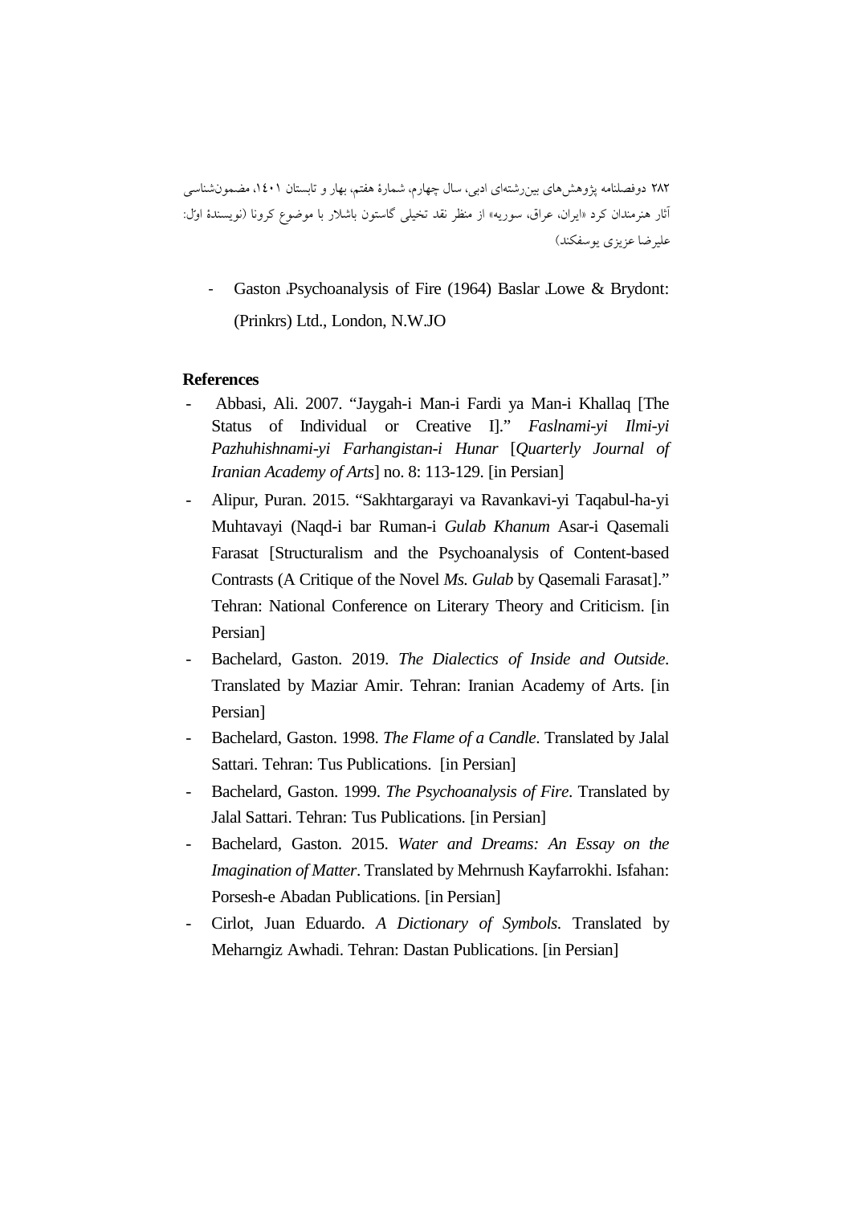- Gaston ،Psychoanalysis of Fire (1964) Baslar ،Lowe & Brydont: (Prinkrs) Ltd., London, N.W.JO

**References**

- Abbasi, Ali. 2007. “Jaygah-i Man-i Fardi ya Man-i Khallaq [The Status of Individual or Creative I].” *Faslnami-yi Ilmi-yi Pazhuhishnami-yi Farhangistan-i Hunar* [*Quarterly Journal of Iranian Academy of Arts*] no. 8: 113-129. [in Persian]
- Alipur, Puran. 2015. “Sakhtargarayi va Ravankavi-yi Taqabul-ha-yi Muhtavayi (Naqd-i bar Ruman-i *Gulab Khanum* Asar-i Qasemali Farasat [Structuralism and the Psychoanalysis of Content-based Contrasts (A Critique of the Novel *Ms. Gulab* by Qasemali Farasat].” Tehran: National Conference on Literary Theory and Criticism. [in Persian]
- Bachelard, Gaston. 2019. *The Dialectics of Inside and Outside*. Translated by Maziar Amir. Tehran: Iranian Academy of Arts. [in Persian]
- Bachelard, Gaston. 1998. *The Flame of a Candle*. Translated by Jalal Sattari. Tehran: Tus Publications. [in Persian]
- Bachelard, Gaston. 1999. *The Psychoanalysis of Fire*. Translated by Jalal Sattari. Tehran: Tus Publications. [in Persian]
- Bachelard, Gaston. 2015. *Water and Dreams: An Essay on the Imagination of Matter*. Translated by Mehrnush Kayfarrokhi. Isfahan: Porsesh-e Abadan Publications. [in Persian]
- Cirlot, Juan Eduardo. *A Dictionary of Symbols*. Translated by Meharngiz Awhadi. Tehran: Dastan Publications. [in Persian]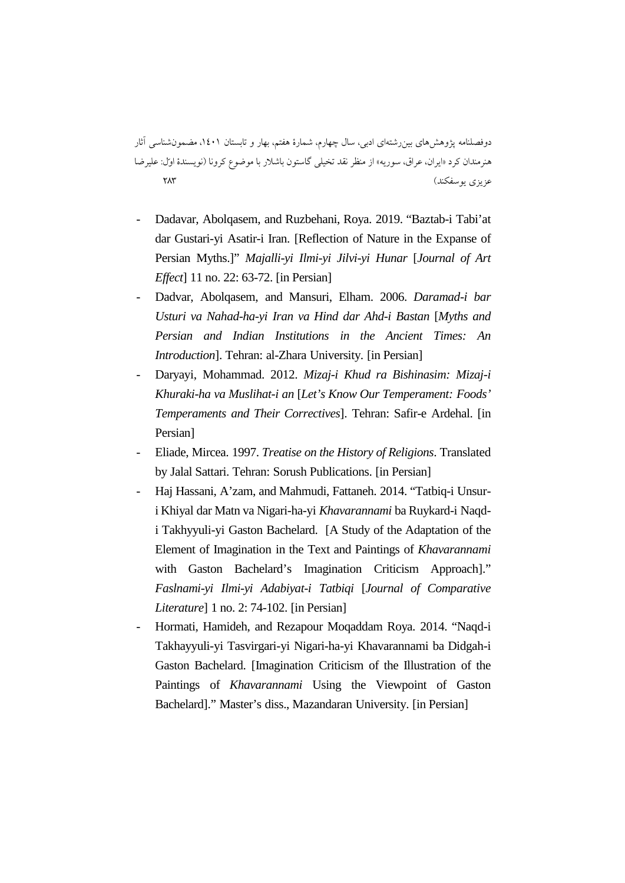- Dadavar, Abolqasem, and Ruzbehani, Roya. 2019. "Baztab-i Tabi'at dar Gustari-yi Asatir-i Iran. [Reflection of Nature in the Expanse of Persian Myths.]" *Majalli-yi Ilmi-yi Jilvi-yi Hunar* [*Journal of Art Effect*] 11 no. 22: 63-72. [in Persian]
- Dadvar, Abolqasem, and Mansuri, Elham. 2006. *Daramad-i bar Usturi va Nahad-ha-yi Iran va Hind dar Ahd-i Bastan* [*Myths and Persian and Indian Institutions in the Ancient Times: An Introduction*]. Tehran: al-Zhara University. [in Persian]
- Daryayi, Mohammad. 2012. *Mizaj-i Khud ra Bishinasim: Mizaj-i Khuraki-ha va Muslihat-i an* [*Let's Know Our Temperament: Foods' Temperaments and Their Correctives*]. Tehran: Safir-e Ardehal. [in Persian]
- Eliade, Mircea. 1997. *Treatise on the History of Religions*. Translated by Jalal Sattari. Tehran: Sorush Publications. [in Persian]
- Haj Hassani, A'zam, and Mahmudi, Fattaneh. 2014. "Tatbiq-i Unsur-i Khiyal dar Matn va Nigari-ha-yi *Khavarannami* ba Ruykard-i Naqd-i Takhyyuli-yi Gaston Bachelard. [A Study of the Adaptation of the Element of Imagination in the Text and Paintings of *Khavarannami* with Gaston Bachelard's Imagination Criticism Approach]." *Faslnami-yi Ilmi-yi Adabiyat-i Tatbiqi* [*Journal of Comparative Literature*] 1 no. 2: 74-102. [in Persian]
- Hormati, Hamideh, and Rezapour Moqaddam Roya. 2014. "Naqd-i Takhayyuli-yi Tasvirgari-yi Nigari-ha-yi Khavarannami ba Didgah-i Gaston Bachelard. [Imagination Criticism of the Illustration of the Paintings of *Khavarannami* Using the Viewpoint of Gaston Bachelard]." Master's diss., Mazandaran University. [in Persian]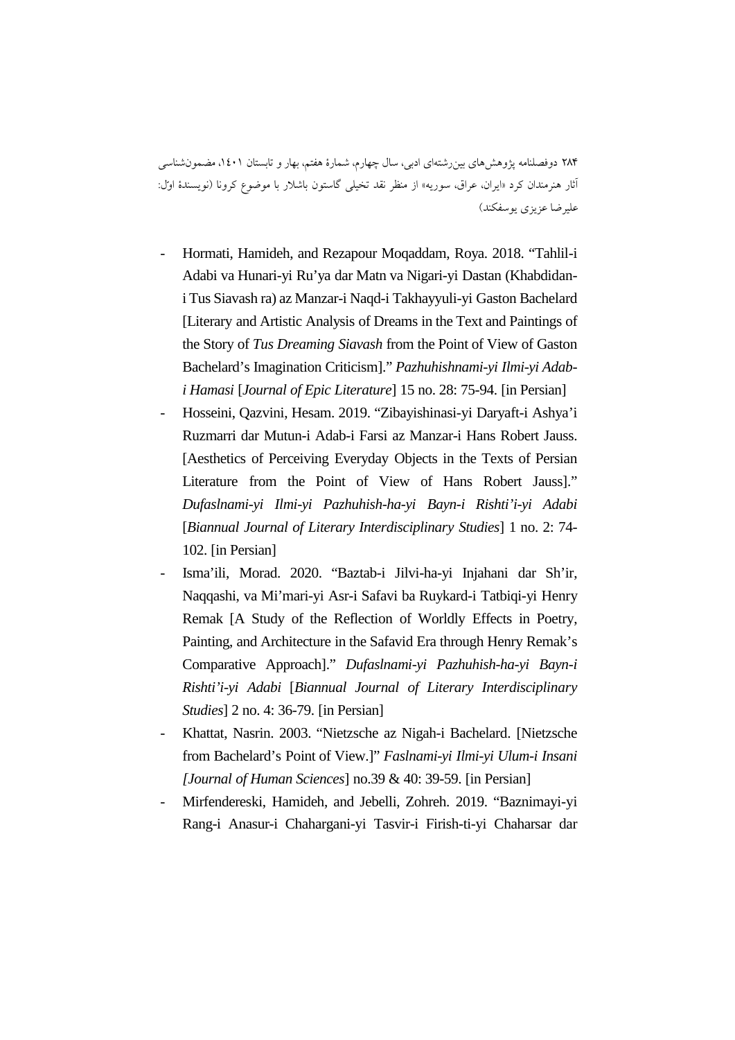- Hormati, Hamideh, and Rezapour Moqaddam, Roya. 2018. "Tahlil-i Adabi va Hunari-yi Ru'ya dar Matn va Nigari-yi Dastan (Khabdidan-i Tus Siavash ra) az Manzar-i Naqd-i Takhayyuli-yi Gaston Bachelard [Literary and Artistic Analysis of Dreams in the Text and Paintings of the Story of *Tus Dreaming Siavash* from the Point of View of Gaston Bachelard's Imagination Criticism]." *Pazhuhishnami-yi Ilmi-yi Adab-i Hamasi* [*Journal of Epic Literature*] 15 no. 28: 75-94. [in Persian]
- Hosseini, Qazvini, Hesam. 2019. "Zibayishinasi-yi Daryaft-i Ashya'i Ruzmarri dar Mutun-i Adab-i Farsi az Manzar-i Hans Robert Jauss. [Aesthetics of Perceiving Everyday Objects in the Texts of Persian Literature from the Point of View of Hans Robert Jauss]." *Dufaslnami-yi Ilmi-yi Pazhuhish-ha-yi Bayn-i Rishti'i-yi Adabi* [*Biannual Journal of Literary Interdisciplinary Studies*] 1 no. 2: 74-102. [in Persian]
- Isma'ili, Morad. 2020. "Baztab-i Jilvi-ha-yi Injahani dar Sh'ir, Naqqashi, va Mi'mari-yi Asr-i Safavi ba Ruykard-i Tatbiqi-yi Henry Remak [A Study of the Reflection of Worldly Effects in Poetry, Painting, and Architecture in the Safavid Era through Henry Remak's Comparative Approach]." *Dufaslnami-yi Pazhuhish-ha-yi Bayn-i Rishti'i-yi Adabi* [*Biannual Journal of Literary Interdisciplinary Studies*] 2 no. 4: 36-79. [in Persian]
- Khattat, Nasrin. 2003. "Nietzsche az Nigah-i Bachelard. [Nietzsche from Bachelard's Point of View.]" *Faslnami-yi Ilmi-yi Ulum-i Insani [Journal of Human Sciences*] no.39 & 40: 39-59. [in Persian]
- Mirfendereski, Hamideh, and Jebelli, Zohreh. 2019. "Baznimayi-yi Rang-i Anasur-i Chahargani-yi Tasvir-i Firish-ti-yi Chaharsar dar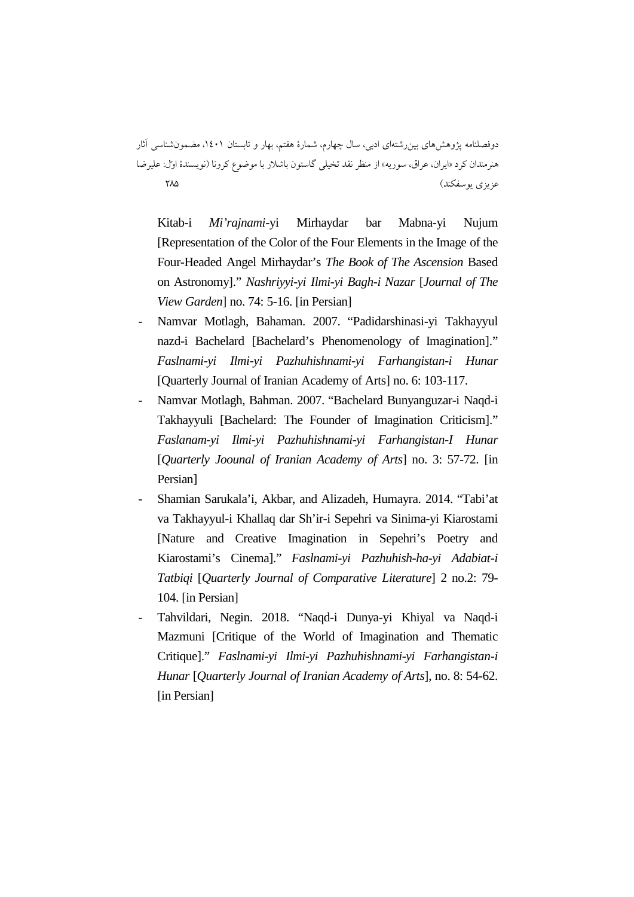Kitab-i *Mi'rajnami*-yi Mirhaydar bar Mabna-yi Nujum [Representation of the Color of the Four Elements in the Image of the Four-Headed Angel Mirhaydar's *The Book of The Ascension* Based on Astronomy]." *Nashriyyi-yi Ilmi-yi Bagh-i Nazar* [*Journal of The View Garden*] no. 74: 5-16. [in Persian]

- Namvar Motlagh, Bahaman. 2007. "Padidarshinasi-yi Takhayyul nazd-i Bachelard [Bachelard's Phenomenology of Imagination]." *Faslnami-yi Ilmi-yi Pazhuhishnami-yi Farhangistan-i Hunar* [Quarterly Journal of Iranian Academy of Arts] no. 6: 103-117.
- Namvar Motlagh, Bahman. 2007. "Bachelard Bunyanguzar-i Naqd-i Takhayyuli [Bachelard: The Founder of Imagination Criticism]." *Faslanam-yi Ilmi-yi Pazhuhishnami-yi Farhangistan-I Hunar* [*Quarterly Joounal of Iranian Academy of Arts*] no. 3: 57-72. [in Persian]
- Shamian Sarukala'i, Akbar, and Alizadeh, Humayra. 2014. "Tabi'at va Takhayyul-i Khallaq dar Sh'ir-i Sepehri va Sinima-yi Kiarostami [Nature and Creative Imagination in Sepehri's Poetry and Kiarostami's Cinema]." *Faslnami-yi Pazhuhish-ha-yi Adabiat-i Tatbiqi* [*Quarterly Journal of Comparative Literature*] 2 no.2: 79-104. [in Persian]
- Tahvildari, Negin. 2018. "Naqd-i Dunya-yi Khiyal va Naqd-i Mazmuni [Critique of the World of Imagination and Thematic Critique]." *Faslnami-yi Ilmi-yi Pazhuhishnami-yi Farhangistan-i Hunar* [*Quarterly Journal of Iranian Academy of Arts*], no. 8: 54-62. [in Persian]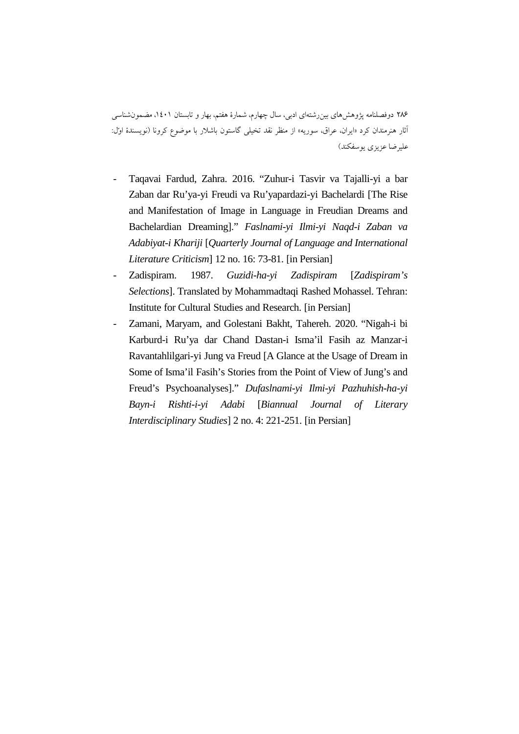- Taqavai Fardud, Zahra. 2016. “Zuhur-i Tasvir va Tajalli-yi a bar Zaban dar Ru’ya-yi Freudi va Ru’yapardazi-yi Bachelardi [The Rise and Manifestation of Image in Language in Freudian Dreams and Bachelardian Dreaming].” *Faslnami-yi Ilmi-yi Naqd-i Zaban va Adabiyat-i Khariji* [*Quarterly Journal of Language and International Literature Criticism*] 12 no. 16: 73-81. [in Persian]
- Zadispiram. 1987. *Guzidi-ha-yi Zadispiram* [*Zadispiram’s Selections*]. Translated by Mohammadtaqi Rashed Mohassel. Tehran: Institute for Cultural Studies and Research. [in Persian]
- Zamani, Maryam, and Golestani Bakht, Tahereh. 2020. “Nigah-i bi Karburd-i Ru’ya dar Chand Dastan-i Isma’il Fasih az Manzar-i Ravantahlilgari-yi Jung va Freud [A Glance at the Usage of Dream in Some of Isma’il Fasih’s Stories from the Point of View of Jung’s and Freud’s Psychoanalyses].” *Dufaslnami-yi Ilmi-yi Pazhuhish-ha-yi Bayn-i Rishti-i-yi Adabi* [*Biannual Journal of Literary Interdisciplinary Studies*] 2 no. 4: 221-251. [in Persian]